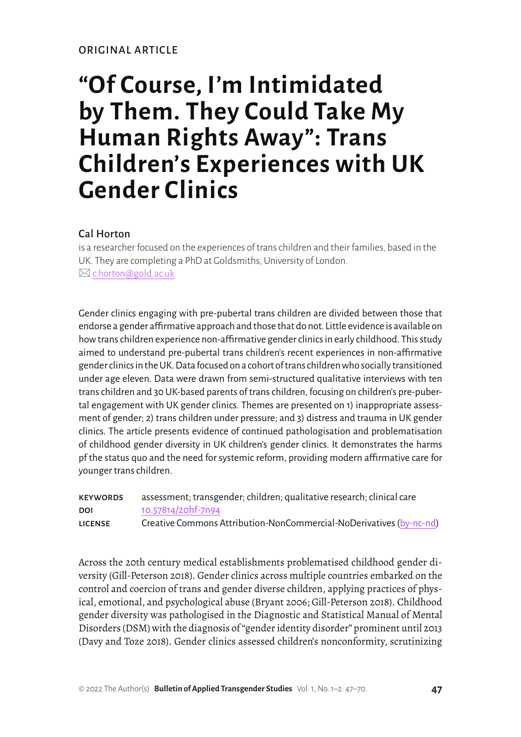ORIGINAL ARTICLE

# "Of Course, I'm Intimidated by Them. They Could Take My Human Rights Away": Trans Children's Experiences with UK Gender Clinics

**Cal Horton**

is a researcher focused on the experiences of trans children and their families, based in the UK. They are completing a PhD at Goldsmiths, University of London.
✉ c.horton@gold.ac.uk

Gender clinics engaging with pre-pubertal trans children are divided between those that endorse a gender affirmative approach and those that do not. Little evidence is available on how trans children experience non-affirmative gender clinics in early childhood. This study aimed to understand pre-pubertal trans children's recent experiences in non-affirmative gender clinics in the UK. Data focused on a cohort of trans children who socially transitioned under age eleven. Data were drawn from semi-structured qualitative interviews with ten trans children and 30 UK-based parents of trans children, focusing on children's pre-pubertal engagement with UK gender clinics. Themes are presented on 1) inappropriate assessment of gender; 2) trans children under pressure; and 3) distress and trauma in UK gender clinics. The article presents evidence of continued pathologisation and problematisation of childhood gender diversity in UK children's gender clinics. It demonstrates the harms pf the status quo and the need for systemic reform, providing modern affirmative care for younger trans children.

**KEYWORDS** assessment; transgender; children; qualitative research; clinical care
**DOI** 10.57814/20hf-7n94
**LICENSE** Creative Commons Attribution-NonCommercial-NoDerivatives (by-nc-nd)

Across the 20th century medical establishments problematised childhood gender diversity (Gill-Peterson 2018). Gender clinics across multiple countries embarked on the control and coercion of trans and gender diverse children, applying practices of physical, emotional, and psychological abuse (Bryant 2006; Gill-Peterson 2018). Childhood gender diversity was pathologised in the Diagnostic and Statistical Manual of Mental Disorders (DSM) with the diagnosis of "gender identity disorder" prominent until 2013 (Davy and Toze 2018). Gender clinics assessed children's nonconformity, scrutinizing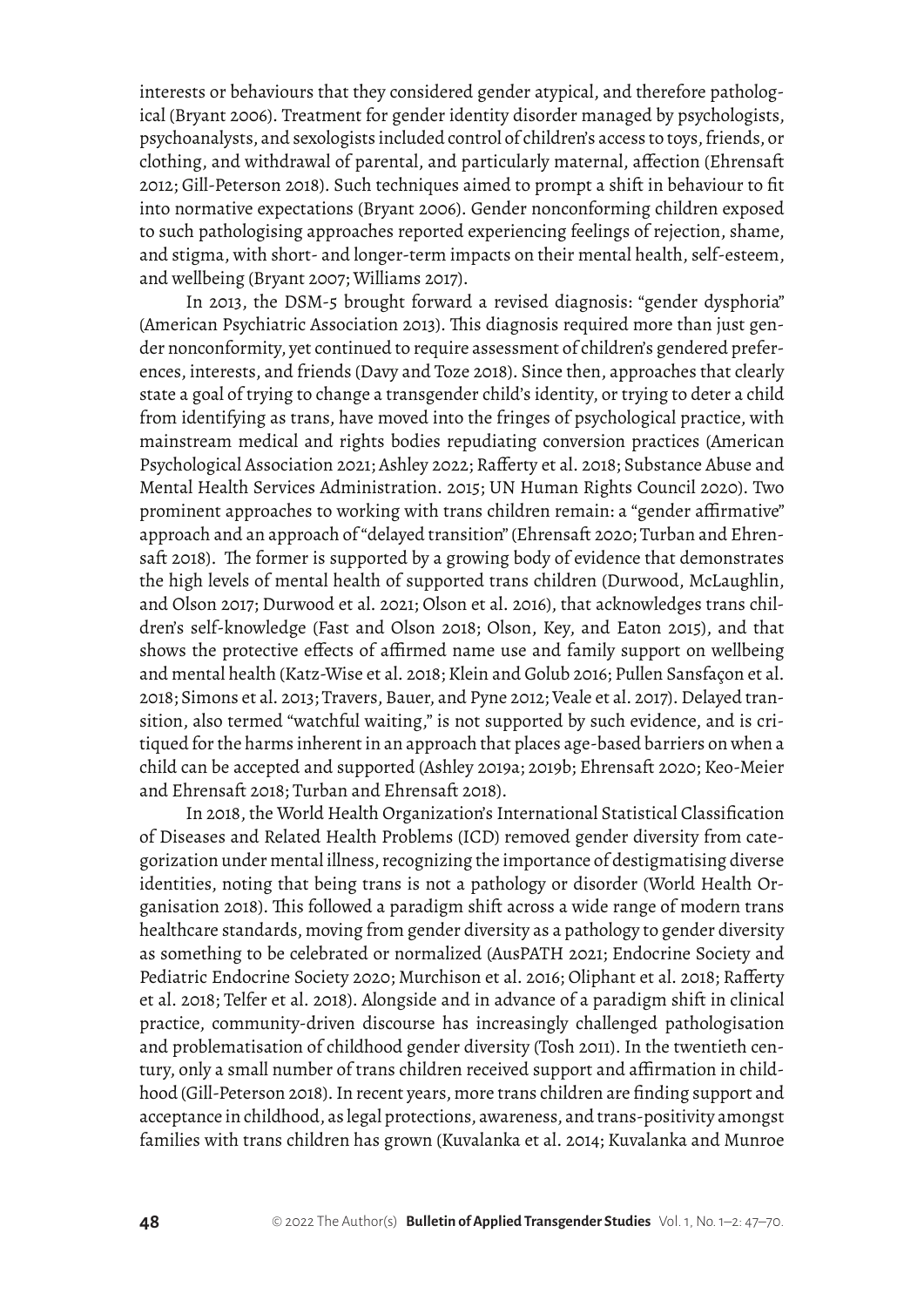interests or behaviours that they considered gender atypical, and therefore pathological (Bryant 2006). Treatment for gender identity disorder managed by psychologists, psychoanalysts, and sexologists included control of children's access to toys, friends, or clothing, and withdrawal of parental, and particularly maternal, affection (Ehrensaft 2012; Gill-Peterson 2018). Such techniques aimed to prompt a shift in behaviour to fit into normative expectations (Bryant 2006). Gender nonconforming children exposed to such pathologising approaches reported experiencing feelings of rejection, shame, and stigma, with short- and longer-term impacts on their mental health, self-esteem, and wellbeing (Bryant 2007; Williams 2017).

In 2013, the DSM-5 brought forward a revised diagnosis: "gender dysphoria" (American Psychiatric Association 2013). This diagnosis required more than just gender nonconformity, yet continued to require assessment of children's gendered preferences, interests, and friends (Davy and Toze 2018). Since then, approaches that clearly state a goal of trying to change a transgender child's identity, or trying to deter a child from identifying as trans, have moved into the fringes of psychological practice, with mainstream medical and rights bodies repudiating conversion practices (American Psychological Association 2021; Ashley 2022; Rafferty et al. 2018; Substance Abuse and Mental Health Services Administration. 2015; UN Human Rights Council 2020). Two prominent approaches to working with trans children remain: a "gender affirmative" approach and an approach of "delayed transition" (Ehrensaft 2020; Turban and Ehrensaft 2018). The former is supported by a growing body of evidence that demonstrates the high levels of mental health of supported trans children (Durwood, McLaughlin, and Olson 2017; Durwood et al. 2021; Olson et al. 2016), that acknowledges trans children's self-knowledge (Fast and Olson 2018; Olson, Key, and Eaton 2015), and that shows the protective effects of affirmed name use and family support on wellbeing and mental health (Katz-Wise et al. 2018; Klein and Golub 2016; Pullen Sansfaçon et al. 2018; Simons et al. 2013; Travers, Bauer, and Pyne 2012; Veale et al. 2017). Delayed transition, also termed "watchful waiting," is not supported by such evidence, and is critiqued for the harms inherent in an approach that places age-based barriers on when a child can be accepted and supported (Ashley 2019a; 2019b; Ehrensaft 2020; Keo-Meier and Ehrensaft 2018; Turban and Ehrensaft 2018).

In 2018, the World Health Organization's International Statistical Classification of Diseases and Related Health Problems (ICD) removed gender diversity from categorization under mental illness, recognizing the importance of destigmatising diverse identities, noting that being trans is not a pathology or disorder (World Health Organisation 2018). This followed a paradigm shift across a wide range of modern trans healthcare standards, moving from gender diversity as a pathology to gender diversity as something to be celebrated or normalized (AusPATH 2021; Endocrine Society and Pediatric Endocrine Society 2020; Murchison et al. 2016; Oliphant et al. 2018; Rafferty et al. 2018; Telfer et al. 2018). Alongside and in advance of a paradigm shift in clinical practice, community-driven discourse has increasingly challenged pathologisation and problematisation of childhood gender diversity (Tosh 2011). In the twentieth century, only a small number of trans children received support and affirmation in childhood (Gill-Peterson 2018). In recent years, more trans children are finding support and acceptance in childhood, as legal protections, awareness, and trans-positivity amongst families with trans children has grown (Kuvalanka et al. 2014; Kuvalanka and Munroe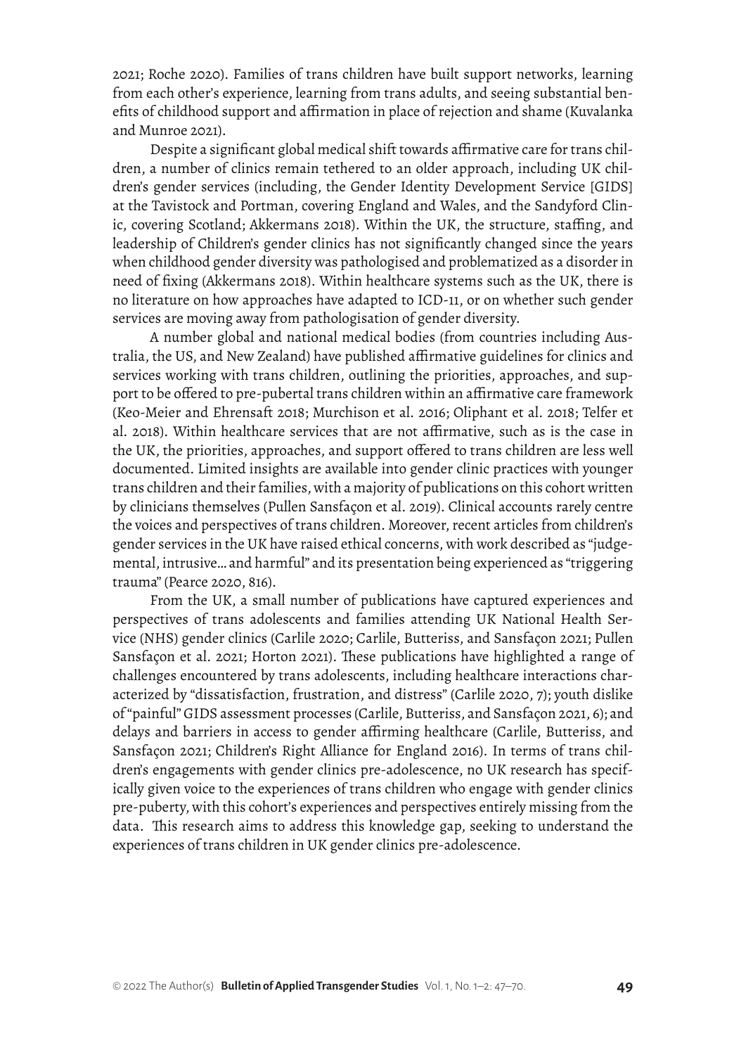2021; Roche 2020). Families of trans children have built support networks, learning from each other's experience, learning from trans adults, and seeing substantial benefits of childhood support and affirmation in place of rejection and shame (Kuvalanka and Munroe 2021).

Despite a significant global medical shift towards affirmative care for trans children, a number of clinics remain tethered to an older approach, including UK children's gender services (including, the Gender Identity Development Service [GIDS] at the Tavistock and Portman, covering England and Wales, and the Sandyford Clinic, covering Scotland; Akkermans 2018). Within the UK, the structure, staffing, and leadership of Children's gender clinics has not significantly changed since the years when childhood gender diversity was pathologised and problematized as a disorder in need of fixing (Akkermans 2018). Within healthcare systems such as the UK, there is no literature on how approaches have adapted to ICD-11, or on whether such gender services are moving away from pathologisation of gender diversity.

A number global and national medical bodies (from countries including Australia, the US, and New Zealand) have published affirmative guidelines for clinics and services working with trans children, outlining the priorities, approaches, and support to be offered to pre-pubertal trans children within an affirmative care framework (Keo-Meier and Ehrensaft 2018; Murchison et al. 2016; Oliphant et al. 2018; Telfer et al. 2018). Within healthcare services that are not affirmative, such as is the case in the UK, the priorities, approaches, and support offered to trans children are less well documented. Limited insights are available into gender clinic practices with younger trans children and their families, with a majority of publications on this cohort written by clinicians themselves (Pullen Sansfaçon et al. 2019). Clinical accounts rarely centre the voices and perspectives of trans children. Moreover, recent articles from children's gender services in the UK have raised ethical concerns, with work described as "judgemental, intrusive… and harmful" and its presentation being experienced as "triggering trauma" (Pearce 2020, 816).

From the UK, a small number of publications have captured experiences and perspectives of trans adolescents and families attending UK National Health Service (NHS) gender clinics (Carlile 2020; Carlile, Butteriss, and Sansfaçon 2021; Pullen Sansfaçon et al. 2021; Horton 2021). These publications have highlighted a range of challenges encountered by trans adolescents, including healthcare interactions characterized by "dissatisfaction, frustration, and distress" (Carlile 2020, 7); youth dislike of "painful" GIDS assessment processes (Carlile, Butteriss, and Sansfaçon 2021, 6); and delays and barriers in access to gender affirming healthcare (Carlile, Butteriss, and Sansfaçon 2021; Children's Right Alliance for England 2016). In terms of trans children's engagements with gender clinics pre-adolescence, no UK research has specifically given voice to the experiences of trans children who engage with gender clinics pre-puberty, with this cohort's experiences and perspectives entirely missing from the data. This research aims to address this knowledge gap, seeking to understand the experiences of trans children in UK gender clinics pre-adolescence.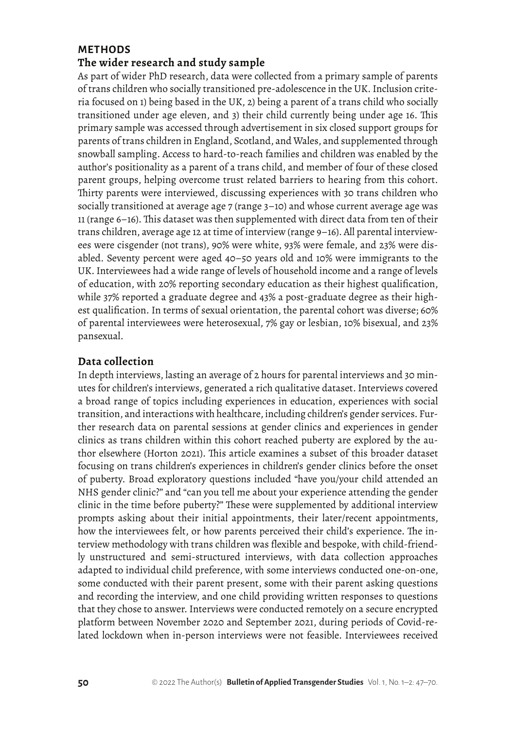## METHODS

### The wider research and study sample

As part of wider PhD research, data were collected from a primary sample of parents of trans children who socially transitioned pre-adolescence in the UK. Inclusion criteria focused on 1) being based in the UK, 2) being a parent of a trans child who socially transitioned under age eleven, and 3) their child currently being under age 16. This primary sample was accessed through advertisement in six closed support groups for parents of trans children in England, Scotland, and Wales, and supplemented through snowball sampling. Access to hard-to-reach families and children was enabled by the author's positionality as a parent of a trans child, and member of four of these closed parent groups, helping overcome trust related barriers to hearing from this cohort. Thirty parents were interviewed, discussing experiences with 30 trans children who socially transitioned at average age 7 (range 3–10) and whose current average age was 11 (range 6–16). This dataset was then supplemented with direct data from ten of their trans children, average age 12 at time of interview (range 9–16). All parental interviewees were cisgender (not trans), 90% were white, 93% were female, and 23% were disabled. Seventy percent were aged 40–50 years old and 10% were immigrants to the UK. Interviewees had a wide range of levels of household income and a range of levels of education, with 20% reporting secondary education as their highest qualification, while 37% reported a graduate degree and 43% a post-graduate degree as their highest qualification. In terms of sexual orientation, the parental cohort was diverse; 60% of parental interviewees were heterosexual, 7% gay or lesbian, 10% bisexual, and 23% pansexual.

### Data collection

In depth interviews, lasting an average of 2 hours for parental interviews and 30 minutes for children's interviews, generated a rich qualitative dataset. Interviews covered a broad range of topics including experiences in education, experiences with social transition, and interactions with healthcare, including children's gender services. Further research data on parental sessions at gender clinics and experiences in gender clinics as trans children within this cohort reached puberty are explored by the author elsewhere (Horton 2021). This article examines a subset of this broader dataset focusing on trans children's experiences in children's gender clinics before the onset of puberty. Broad exploratory questions included "have you/your child attended an NHS gender clinic?" and "can you tell me about your experience attending the gender clinic in the time before puberty?" These were supplemented by additional interview prompts asking about their initial appointments, their later/recent appointments, how the interviewees felt, or how parents perceived their child's experience. The interview methodology with trans children was flexible and bespoke, with child-friendly unstructured and semi-structured interviews, with data collection approaches adapted to individual child preference, with some interviews conducted one-on-one, some conducted with their parent present, some with their parent asking questions and recording the interview, and one child providing written responses to questions that they chose to answer. Interviews were conducted remotely on a secure encrypted platform between November 2020 and September 2021, during periods of Covid-related lockdown when in-person interviews were not feasible. Interviewees received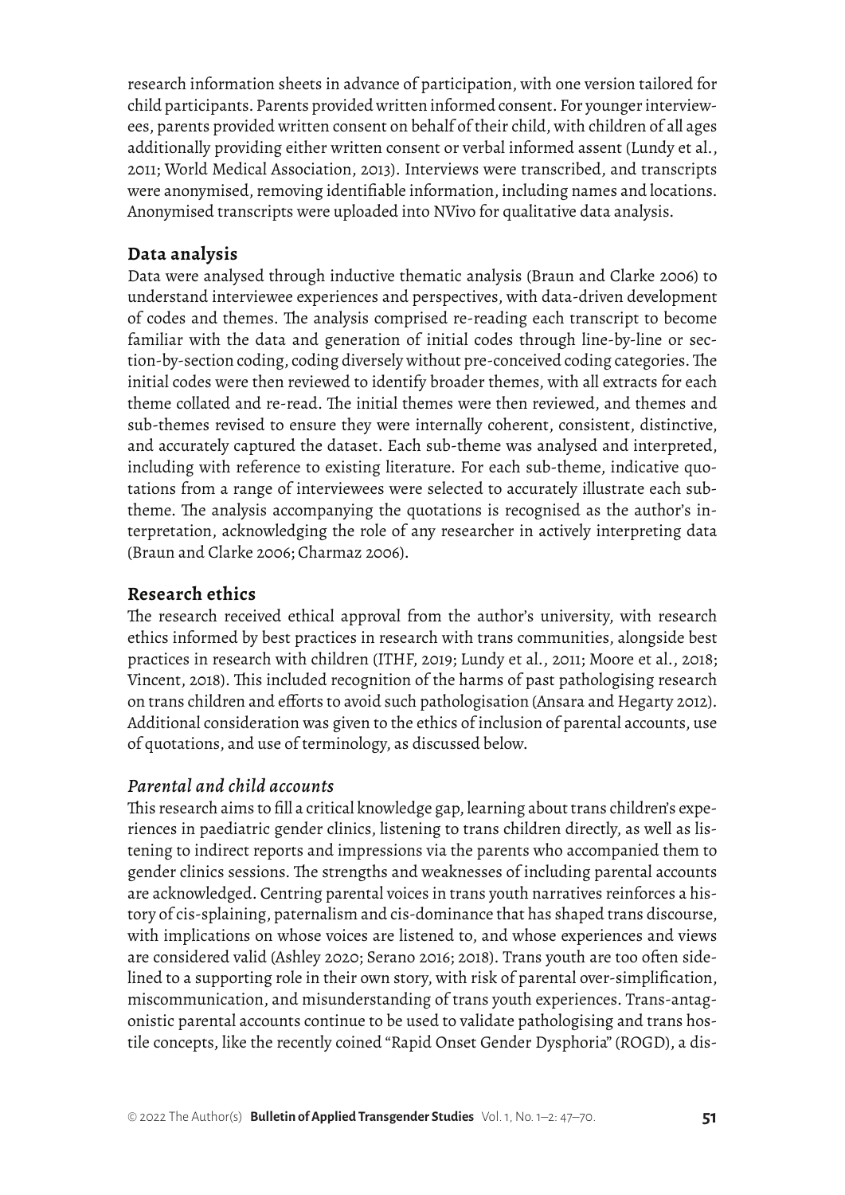research information sheets in advance of participation, with one version tailored for child participants. Parents provided written informed consent. For younger interviewees, parents provided written consent on behalf of their child, with children of all ages additionally providing either written consent or verbal informed assent (Lundy et al., 2011; World Medical Association, 2013). Interviews were transcribed, and transcripts were anonymised, removing identifiable information, including names and locations. Anonymised transcripts were uploaded into NVivo for qualitative data analysis.

## Data analysis

Data were analysed through inductive thematic analysis (Braun and Clarke 2006) to understand interviewee experiences and perspectives, with data-driven development of codes and themes. The analysis comprised re-reading each transcript to become familiar with the data and generation of initial codes through line-by-line or section-by-section coding, coding diversely without pre-conceived coding categories. The initial codes were then reviewed to identify broader themes, with all extracts for each theme collated and re-read. The initial themes were then reviewed, and themes and sub-themes revised to ensure they were internally coherent, consistent, distinctive, and accurately captured the dataset. Each sub-theme was analysed and interpreted, including with reference to existing literature. For each sub-theme, indicative quotations from a range of interviewees were selected to accurately illustrate each sub-theme. The analysis accompanying the quotations is recognised as the author's interpretation, acknowledging the role of any researcher in actively interpreting data (Braun and Clarke 2006; Charmaz 2006).

## Research ethics

The research received ethical approval from the author's university, with research ethics informed by best practices in research with trans communities, alongside best practices in research with children (ITHF, 2019; Lundy et al., 2011; Moore et al., 2018; Vincent, 2018). This included recognition of the harms of past pathologising research on trans children and efforts to avoid such pathologisation (Ansara and Hegarty 2012). Additional consideration was given to the ethics of inclusion of parental accounts, use of quotations, and use of terminology, as discussed below.

### *Parental and child accounts*

This research aims to fill a critical knowledge gap, learning about trans children's experiences in paediatric gender clinics, listening to trans children directly, as well as listening to indirect reports and impressions via the parents who accompanied them to gender clinics sessions. The strengths and weaknesses of including parental accounts are acknowledged. Centring parental voices in trans youth narratives reinforces a history of cis-splaining, paternalism and cis-dominance that has shaped trans discourse, with implications on whose voices are listened to, and whose experiences and views are considered valid (Ashley 2020; Serano 2016; 2018). Trans youth are too often sidelined to a supporting role in their own story, with risk of parental over-simplification, miscommunication, and misunderstanding of trans youth experiences. Trans-antagonistic parental accounts continue to be used to validate pathologising and trans hostile concepts, like the recently coined "Rapid Onset Gender Dysphoria" (ROGD), a dis-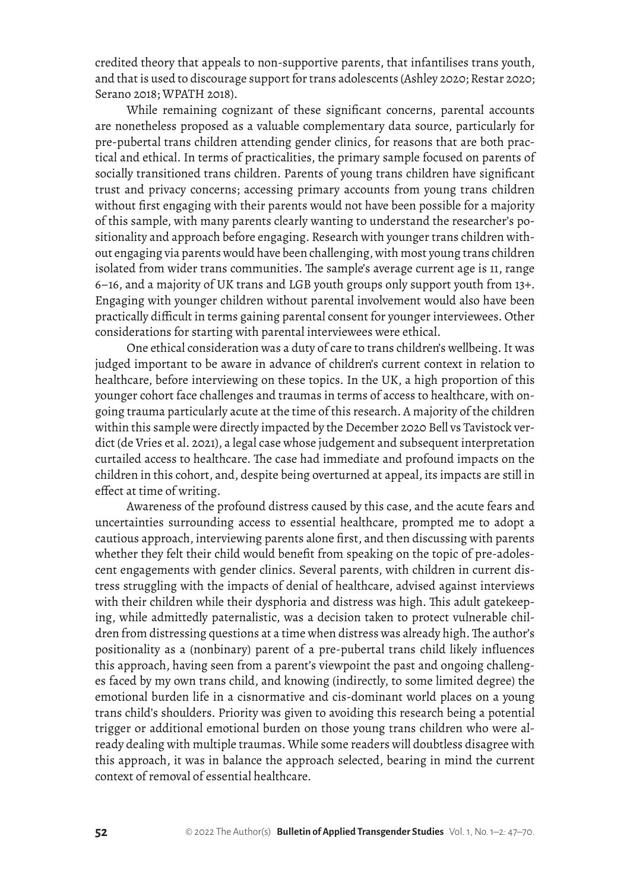credited theory that appeals to non-supportive parents, that infantilises trans youth, and that is used to discourage support for trans adolescents (Ashley 2020; Restar 2020; Serano 2018; WPATH 2018).

While remaining cognizant of these significant concerns, parental accounts are nonetheless proposed as a valuable complementary data source, particularly for pre-pubertal trans children attending gender clinics, for reasons that are both practical and ethical. In terms of practicalities, the primary sample focused on parents of socially transitioned trans children. Parents of young trans children have significant trust and privacy concerns; accessing primary accounts from young trans children without first engaging with their parents would not have been possible for a majority of this sample, with many parents clearly wanting to understand the researcher's positionality and approach before engaging. Research with younger trans children without engaging via parents would have been challenging, with most young trans children isolated from wider trans communities. The sample's average current age is 11, range 6–16, and a majority of UK trans and LGB youth groups only support youth from 13+. Engaging with younger children without parental involvement would also have been practically difficult in terms gaining parental consent for younger interviewees. Other considerations for starting with parental interviewees were ethical.

One ethical consideration was a duty of care to trans children's wellbeing. It was judged important to be aware in advance of children's current context in relation to healthcare, before interviewing on these topics. In the UK, a high proportion of this younger cohort face challenges and traumas in terms of access to healthcare, with ongoing trauma particularly acute at the time of this research. A majority of the children within this sample were directly impacted by the December 2020 Bell vs Tavistock verdict (de Vries et al. 2021), a legal case whose judgement and subsequent interpretation curtailed access to healthcare. The case had immediate and profound impacts on the children in this cohort, and, despite being overturned at appeal, its impacts are still in effect at time of writing.

Awareness of the profound distress caused by this case, and the acute fears and uncertainties surrounding access to essential healthcare, prompted me to adopt a cautious approach, interviewing parents alone first, and then discussing with parents whether they felt their child would benefit from speaking on the topic of pre-adolescent engagements with gender clinics. Several parents, with children in current distress struggling with the impacts of denial of healthcare, advised against interviews with their children while their dysphoria and distress was high. This adult gatekeeping, while admittedly paternalistic, was a decision taken to protect vulnerable children from distressing questions at a time when distress was already high. The author's positionality as a (nonbinary) parent of a pre-pubertal trans child likely influences this approach, having seen from a parent's viewpoint the past and ongoing challenges faced by my own trans child, and knowing (indirectly, to some limited degree) the emotional burden life in a cisnormative and cis-dominant world places on a young trans child's shoulders. Priority was given to avoiding this research being a potential trigger or additional emotional burden on those young trans children who were already dealing with multiple traumas. While some readers will doubtless disagree with this approach, it was in balance the approach selected, bearing in mind the current context of removal of essential healthcare.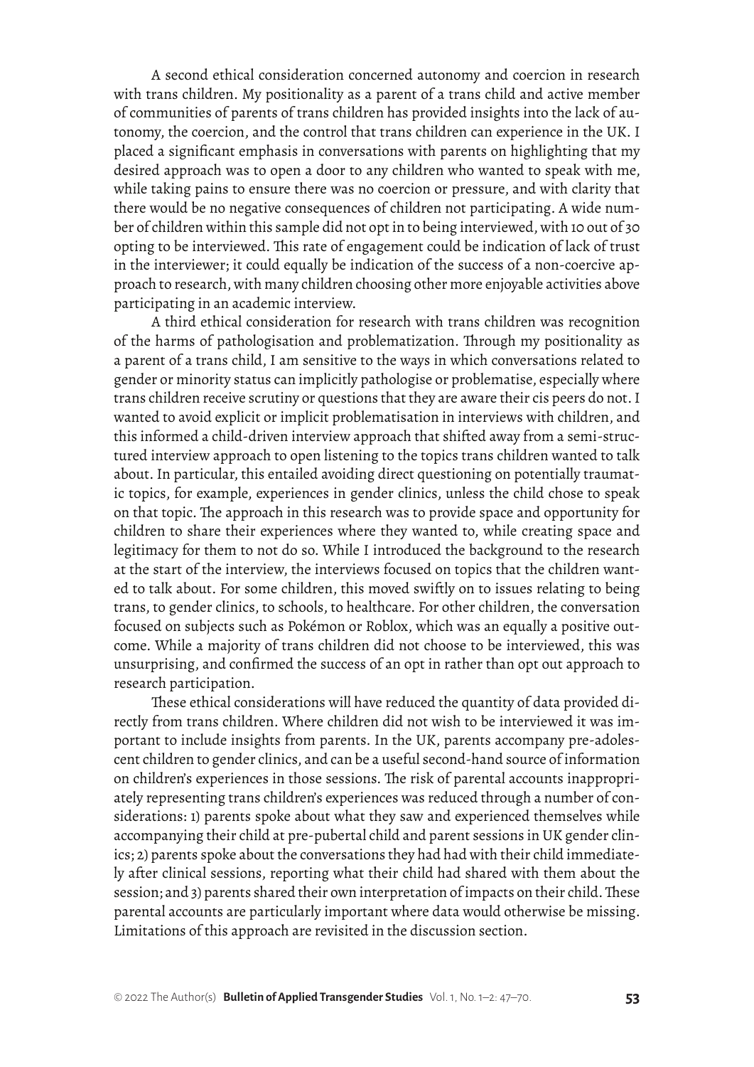A second ethical consideration concerned autonomy and coercion in research with trans children. My positionality as a parent of a trans child and active member of communities of parents of trans children has provided insights into the lack of autonomy, the coercion, and the control that trans children can experience in the UK. I placed a significant emphasis in conversations with parents on highlighting that my desired approach was to open a door to any children who wanted to speak with me, while taking pains to ensure there was no coercion or pressure, and with clarity that there would be no negative consequences of children not participating. A wide number of children within this sample did not opt in to being interviewed, with 10 out of 30 opting to be interviewed. This rate of engagement could be indication of lack of trust in the interviewer; it could equally be indication of the success of a non-coercive approach to research, with many children choosing other more enjoyable activities above participating in an academic interview.

A third ethical consideration for research with trans children was recognition of the harms of pathologisation and problematization. Through my positionality as a parent of a trans child, I am sensitive to the ways in which conversations related to gender or minority status can implicitly pathologise or problematise, especially where trans children receive scrutiny or questions that they are aware their cis peers do not. I wanted to avoid explicit or implicit problematisation in interviews with children, and this informed a child-driven interview approach that shifted away from a semi-structured interview approach to open listening to the topics trans children wanted to talk about. In particular, this entailed avoiding direct questioning on potentially traumatic topics, for example, experiences in gender clinics, unless the child chose to speak on that topic. The approach in this research was to provide space and opportunity for children to share their experiences where they wanted to, while creating space and legitimacy for them to not do so. While I introduced the background to the research at the start of the interview, the interviews focused on topics that the children wanted to talk about. For some children, this moved swiftly on to issues relating to being trans, to gender clinics, to schools, to healthcare. For other children, the conversation focused on subjects such as Pokémon or Roblox, which was an equally a positive outcome. While a majority of trans children did not choose to be interviewed, this was unsurprising, and confirmed the success of an opt in rather than opt out approach to research participation.

These ethical considerations will have reduced the quantity of data provided directly from trans children. Where children did not wish to be interviewed it was important to include insights from parents. In the UK, parents accompany pre-adolescent children to gender clinics, and can be a useful second-hand source of information on children's experiences in those sessions. The risk of parental accounts inappropriately representing trans children's experiences was reduced through a number of considerations: 1) parents spoke about what they saw and experienced themselves while accompanying their child at pre-pubertal child and parent sessions in UK gender clinics; 2) parents spoke about the conversations they had had with their child immediately after clinical sessions, reporting what their child had shared with them about the session; and 3) parents shared their own interpretation of impacts on their child. These parental accounts are particularly important where data would otherwise be missing. Limitations of this approach are revisited in the discussion section.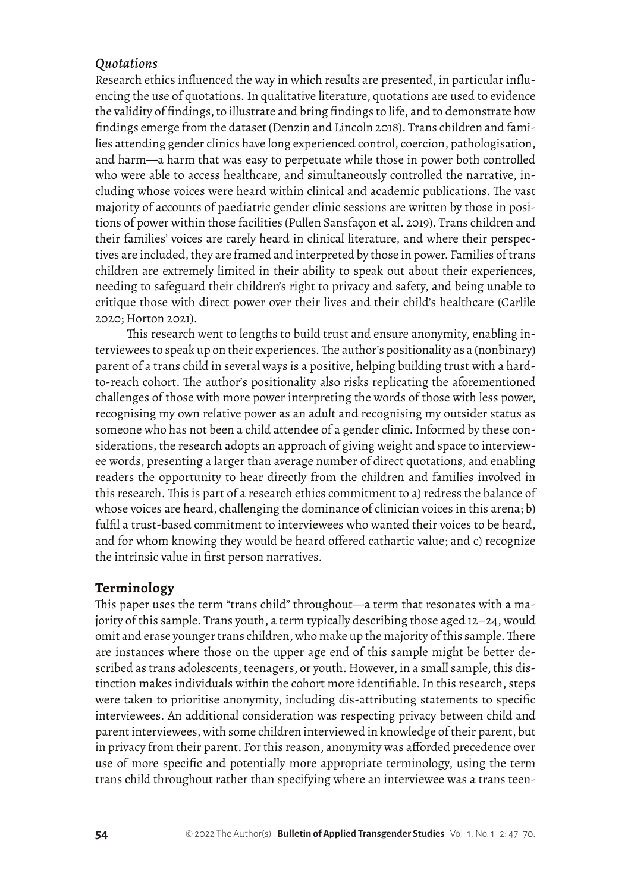### *Quotations*

Research ethics influenced the way in which results are presented, in particular influencing the use of quotations. In qualitative literature, quotations are used to evidence the validity of findings, to illustrate and bring findings to life, and to demonstrate how findings emerge from the dataset (Denzin and Lincoln 2018). Trans children and families attending gender clinics have long experienced control, coercion, pathologisation, and harm—a harm that was easy to perpetuate while those in power both controlled who were able to access healthcare, and simultaneously controlled the narrative, including whose voices were heard within clinical and academic publications. The vast majority of accounts of paediatric gender clinic sessions are written by those in positions of power within those facilities (Pullen Sansfaçon et al. 2019). Trans children and their families' voices are rarely heard in clinical literature, and where their perspectives are included, they are framed and interpreted by those in power. Families of trans children are extremely limited in their ability to speak out about their experiences, needing to safeguard their children's right to privacy and safety, and being unable to critique those with direct power over their lives and their child's healthcare (Carlile 2020; Horton 2021).

This research went to lengths to build trust and ensure anonymity, enabling interviewees to speak up on their experiences. The author's positionality as a (nonbinary) parent of a trans child in several ways is a positive, helping building trust with a hard-to-reach cohort. The author's positionality also risks replicating the aforementioned challenges of those with more power interpreting the words of those with less power, recognising my own relative power as an adult and recognising my outsider status as someone who has not been a child attendee of a gender clinic. Informed by these considerations, the research adopts an approach of giving weight and space to interviewee words, presenting a larger than average number of direct quotations, and enabling readers the opportunity to hear directly from the children and families involved in this research. This is part of a research ethics commitment to a) redress the balance of whose voices are heard, challenging the dominance of clinician voices in this arena; b) fulfil a trust-based commitment to interviewees who wanted their voices to be heard, and for whom knowing they would be heard offered cathartic value; and c) recognize the intrinsic value in first person narratives.

## **Terminology**

This paper uses the term "trans child" throughout—a term that resonates with a majority of this sample. Trans youth, a term typically describing those aged 12–24, would omit and erase younger trans children, who make up the majority of this sample. There are instances where those on the upper age end of this sample might be better described as trans adolescents, teenagers, or youth. However, in a small sample, this distinction makes individuals within the cohort more identifiable. In this research, steps were taken to prioritise anonymity, including dis-attributing statements to specific interviewees. An additional consideration was respecting privacy between child and parent interviewees, with some children interviewed in knowledge of their parent, but in privacy from their parent. For this reason, anonymity was afforded precedence over use of more specific and potentially more appropriate terminology, using the term trans child throughout rather than specifying where an interviewee was a trans teen-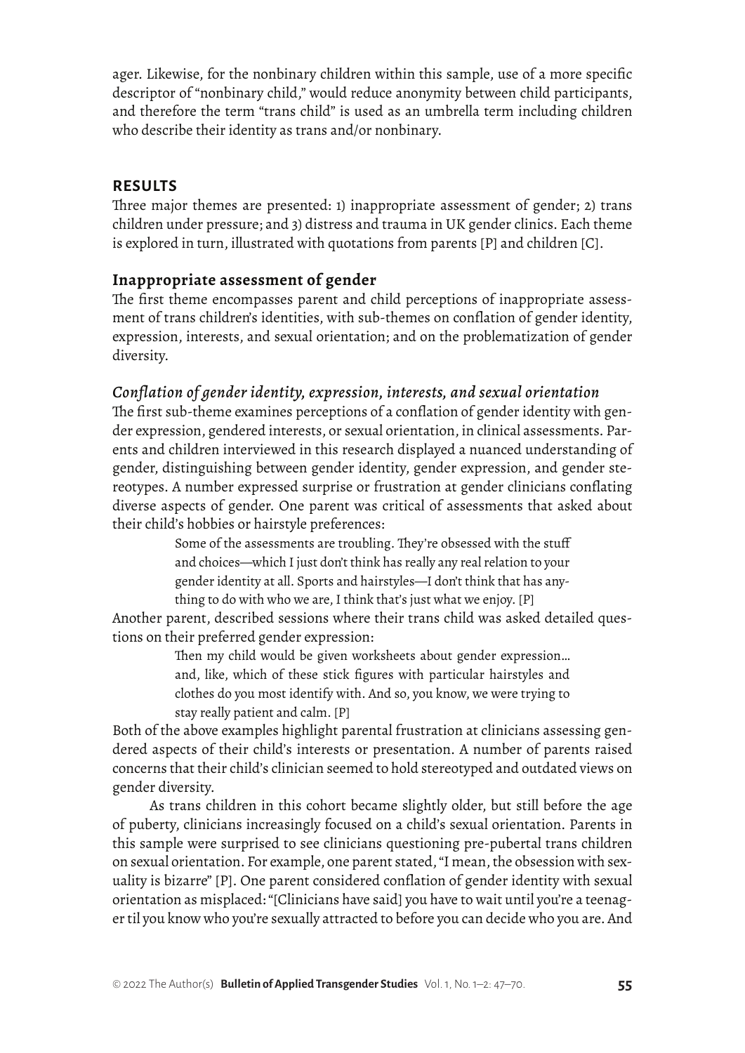ager. Likewise, for the nonbinary children within this sample, use of a more specific descriptor of "nonbinary child," would reduce anonymity between child participants, and therefore the term "trans child" is used as an umbrella term including children who describe their identity as trans and/or nonbinary.

## RESULTS

Three major themes are presented: 1) inappropriate assessment of gender; 2) trans children under pressure; and 3) distress and trauma in UK gender clinics. Each theme is explored in turn, illustrated with quotations from parents [P] and children [C].

### Inappropriate assessment of gender

The first theme encompasses parent and child perceptions of inappropriate assessment of trans children's identities, with sub-themes on conflation of gender identity, expression, interests, and sexual orientation; and on the problematization of gender diversity.

#### *Conflation of gender identity, expression, interests, and sexual orientation*

The first sub-theme examines perceptions of a conflation of gender identity with gender expression, gendered interests, or sexual orientation, in clinical assessments. Parents and children interviewed in this research displayed a nuanced understanding of gender, distinguishing between gender identity, gender expression, and gender stereotypes. A number expressed surprise or frustration at gender clinicians conflating diverse aspects of gender. One parent was critical of assessments that asked about their child's hobbies or hairstyle preferences:

> Some of the assessments are troubling. They're obsessed with the stuff and choices—which I just don't think has really any real relation to your gender identity at all. Sports and hairstyles—I don't think that has anything to do with who we are, I think that's just what we enjoy. [P]

Another parent, described sessions where their trans child was asked detailed questions on their preferred gender expression:

> Then my child would be given worksheets about gender expression… and, like, which of these stick figures with particular hairstyles and clothes do you most identify with. And so, you know, we were trying to stay really patient and calm. [P]

Both of the above examples highlight parental frustration at clinicians assessing gendered aspects of their child's interests or presentation. A number of parents raised concerns that their child's clinician seemed to hold stereotyped and outdated views on gender diversity.

As trans children in this cohort became slightly older, but still before the age of puberty, clinicians increasingly focused on a child's sexual orientation. Parents in this sample were surprised to see clinicians questioning pre-pubertal trans children on sexual orientation. For example, one parent stated, "I mean, the obsession with sexuality is bizarre" [P]. One parent considered conflation of gender identity with sexual orientation as misplaced: "[Clinicians have said] you have to wait until you're a teenager til you know who you're sexually attracted to before you can decide who you are. And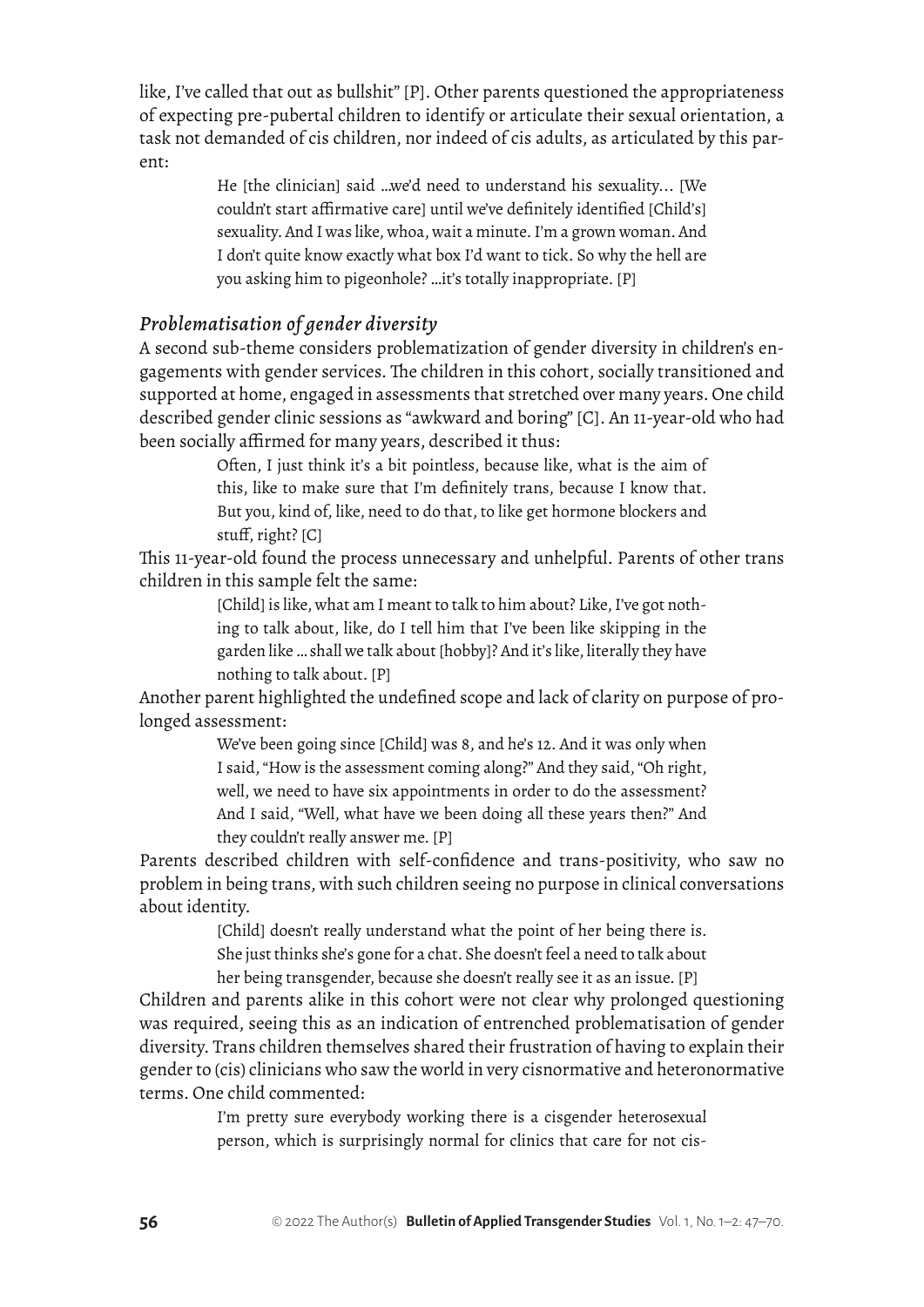like, I've called that out as bullshit" [P]. Other parents questioned the appropriateness of expecting pre-pubertal children to identify or articulate their sexual orientation, a task not demanded of cis children, nor indeed of cis adults, as articulated by this parent:

> He [the clinician] said …we'd need to understand his sexuality… [We couldn't start affirmative care] until we've definitely identified [Child's] sexuality. And I was like, whoa, wait a minute. I'm a grown woman. And I don't quite know exactly what box I'd want to tick. So why the hell are you asking him to pigeonhole? …it's totally inappropriate. [P]

### *Problematisation of gender diversity*

A second sub-theme considers problematization of gender diversity in children's engagements with gender services. The children in this cohort, socially transitioned and supported at home, engaged in assessments that stretched over many years. One child described gender clinic sessions as "awkward and boring" [C]. An 11-year-old who had been socially affirmed for many years, described it thus:

> Often, I just think it's a bit pointless, because like, what is the aim of this, like to make sure that I'm definitely trans, because I know that. But you, kind of, like, need to do that, to like get hormone blockers and stuff, right? [C]

This 11-year-old found the process unnecessary and unhelpful. Parents of other trans children in this sample felt the same:

> [Child] is like, what am I meant to talk to him about? Like, I've got nothing to talk about, like, do I tell him that I've been like skipping in the garden like … shall we talk about [hobby]? And it's like, literally they have nothing to talk about. [P]

Another parent highlighted the undefined scope and lack of clarity on purpose of prolonged assessment:

> We've been going since [Child] was 8, and he's 12. And it was only when I said, "How is the assessment coming along?" And they said, "Oh right, well, we need to have six appointments in order to do the assessment? And I said, "Well, what have we been doing all these years then?" And they couldn't really answer me. [P]

Parents described children with self-confidence and trans-positivity, who saw no problem in being trans, with such children seeing no purpose in clinical conversations about identity.

> [Child] doesn't really understand what the point of her being there is. She just thinks she's gone for a chat. She doesn't feel a need to talk about her being transgender, because she doesn't really see it as an issue. [P]

Children and parents alike in this cohort were not clear why prolonged questioning was required, seeing this as an indication of entrenched problematisation of gender diversity. Trans children themselves shared their frustration of having to explain their gender to (cis) clinicians who saw the world in very cisnormative and heteronormative terms. One child commented:

> I'm pretty sure everybody working there is a cisgender heterosexual person, which is surprisingly normal for clinics that care for not cis-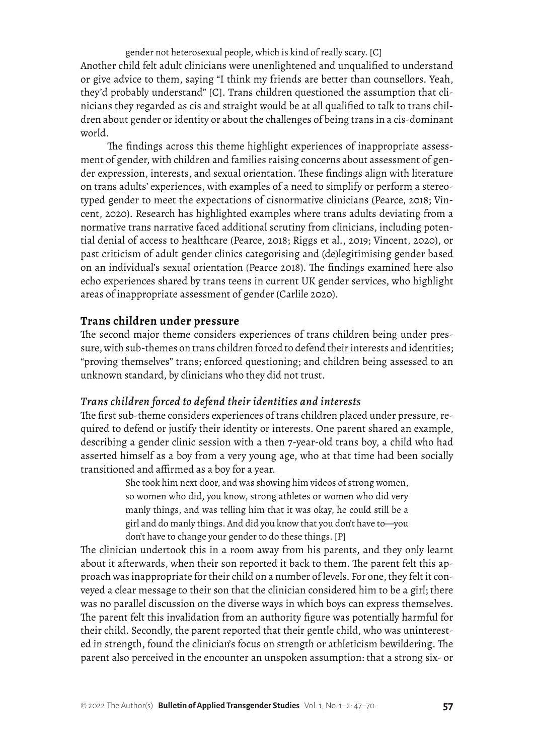> gender not heterosexual people, which is kind of really scary. [C]

Another child felt adult clinicians were unenlightened and unqualified to understand or give advice to them, saying "I think my friends are better than counsellors. Yeah, they'd probably understand" [C]. Trans children questioned the assumption that clinicians they regarded as cis and straight would be at all qualified to talk to trans children about gender or identity or about the challenges of being trans in a cis-dominant world.

The findings across this theme highlight experiences of inappropriate assessment of gender, with children and families raising concerns about assessment of gender expression, interests, and sexual orientation. These findings align with literature on trans adults' experiences, with examples of a need to simplify or perform a stereotyped gender to meet the expectations of cisnormative clinicians (Pearce, 2018; Vincent, 2020). Research has highlighted examples where trans adults deviating from a normative trans narrative faced additional scrutiny from clinicians, including potential denial of access to healthcare (Pearce, 2018; Riggs et al., 2019; Vincent, 2020), or past criticism of adult gender clinics categorising and (de)legitimising gender based on an individual's sexual orientation (Pearce 2018). The findings examined here also echo experiences shared by trans teens in current UK gender services, who highlight areas of inappropriate assessment of gender (Carlile 2020).

## Trans children under pressure

The second major theme considers experiences of trans children being under pressure, with sub-themes on trans children forced to defend their interests and identities; "proving themselves" trans; enforced questioning; and children being assessed to an unknown standard, by clinicians who they did not trust.

### *Trans children forced to defend their identities and interests*

The first sub-theme considers experiences of trans children placed under pressure, required to defend or justify their identity or interests. One parent shared an example, describing a gender clinic session with a then 7-year-old trans boy, a child who had asserted himself as a boy from a very young age, who at that time had been socially transitioned and affirmed as a boy for a year.

> She took him next door, and was showing him videos of strong women, so women who did, you know, strong athletes or women who did very manly things, and was telling him that it was okay, he could still be a girl and do manly things. And did you know that you don't have to—you don't have to change your gender to do these things. [P]

The clinician undertook this in a room away from his parents, and they only learnt about it afterwards, when their son reported it back to them. The parent felt this approach was inappropriate for their child on a number of levels. For one, they felt it conveyed a clear message to their son that the clinician considered him to be a girl; there was no parallel discussion on the diverse ways in which boys can express themselves. The parent felt this invalidation from an authority figure was potentially harmful for their child. Secondly, the parent reported that their gentle child, who was uninterested in strength, found the clinician's focus on strength or athleticism bewildering. The parent also perceived in the encounter an unspoken assumption: that a strong six- or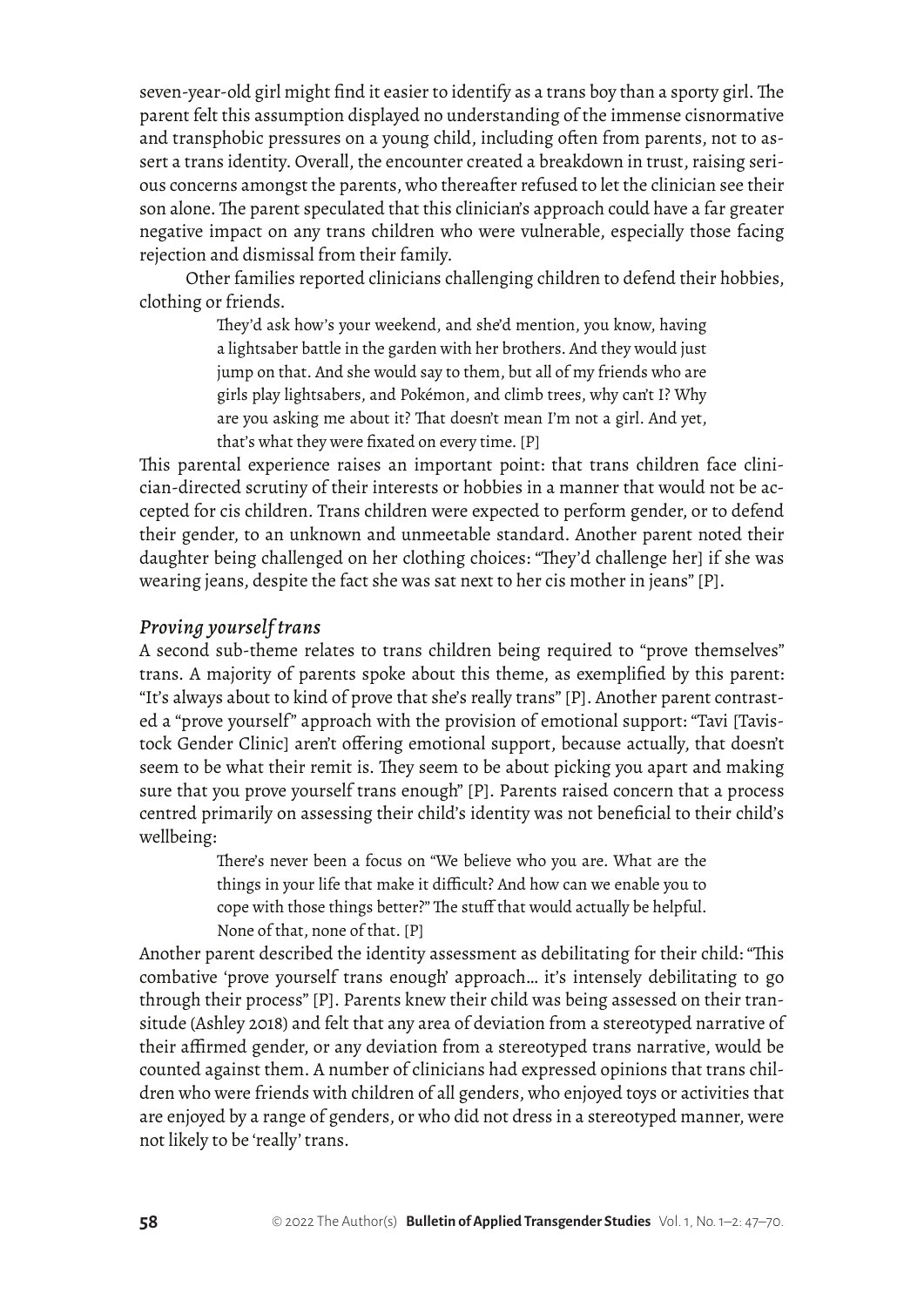seven-year-old girl might find it easier to identify as a trans boy than a sporty girl. The parent felt this assumption displayed no understanding of the immense cisnormative and transphobic pressures on a young child, including often from parents, not to assert a trans identity. Overall, the encounter created a breakdown in trust, raising serious concerns amongst the parents, who thereafter refused to let the clinician see their son alone. The parent speculated that this clinician's approach could have a far greater negative impact on any trans children who were vulnerable, especially those facing rejection and dismissal from their family.

Other families reported clinicians challenging children to defend their hobbies, clothing or friends.

> They'd ask how's your weekend, and she'd mention, you know, having a lightsaber battle in the garden with her brothers. And they would just jump on that. And she would say to them, but all of my friends who are girls play lightsabers, and Pokémon, and climb trees, why can't I? Why are you asking me about it? That doesn't mean I'm not a girl. And yet, that's what they were fixated on every time. [P]

This parental experience raises an important point: that trans children face clinician-directed scrutiny of their interests or hobbies in a manner that would not be accepted for cis children. Trans children were expected to perform gender, or to defend their gender, to an unknown and unmeetable standard. Another parent noted their daughter being challenged on her clothing choices: "They'd challenge her] if she was wearing jeans, despite the fact she was sat next to her cis mother in jeans" [P].

### *Proving yourself trans*

A second sub-theme relates to trans children being required to "prove themselves" trans. A majority of parents spoke about this theme, as exemplified by this parent: "It's always about to kind of prove that she's really trans" [P]. Another parent contrasted a "prove yourself" approach with the provision of emotional support: "Tavi [Tavistock Gender Clinic] aren't offering emotional support, because actually, that doesn't seem to be what their remit is. They seem to be about picking you apart and making sure that you prove yourself trans enough" [P]. Parents raised concern that a process centred primarily on assessing their child's identity was not beneficial to their child's wellbeing:

> There's never been a focus on "We believe who you are. What are the things in your life that make it difficult? And how can we enable you to cope with those things better?" The stuff that would actually be helpful. None of that, none of that. [P]

Another parent described the identity assessment as debilitating for their child: "This combative 'prove yourself trans enough' approach… it's intensely debilitating to go through their process" [P]. Parents knew their child was being assessed on their transitude (Ashley 2018) and felt that any area of deviation from a stereotyped narrative of their affirmed gender, or any deviation from a stereotyped trans narrative, would be counted against them. A number of clinicians had expressed opinions that trans children who were friends with children of all genders, who enjoyed toys or activities that are enjoyed by a range of genders, or who did not dress in a stereotyped manner, were not likely to be 'really' trans.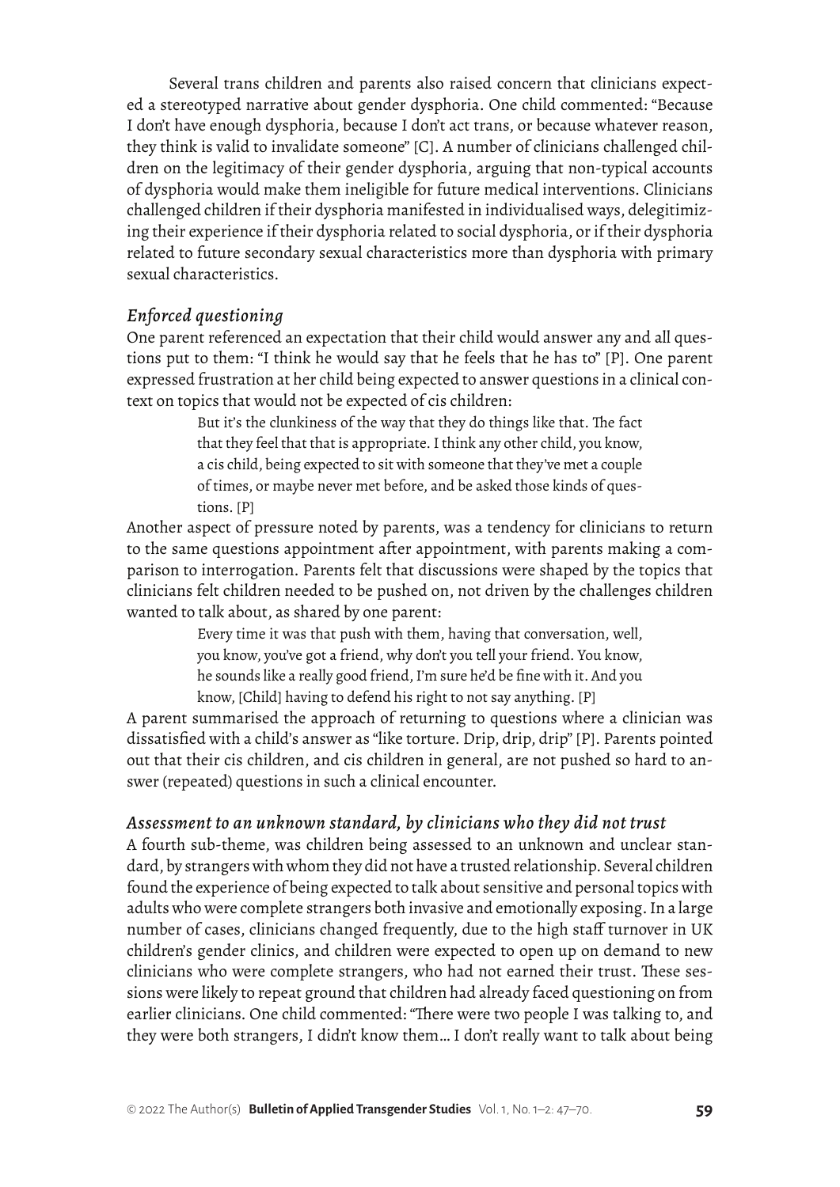Several trans children and parents also raised concern that clinicians expected a stereotyped narrative about gender dysphoria. One child commented: "Because I don't have enough dysphoria, because I don't act trans, or because whatever reason, they think is valid to invalidate someone" [C]. A number of clinicians challenged children on the legitimacy of their gender dysphoria, arguing that non-typical accounts of dysphoria would make them ineligible for future medical interventions. Clinicians challenged children if their dysphoria manifested in individualised ways, delegitimizing their experience if their dysphoria related to social dysphoria, or if their dysphoria related to future secondary sexual characteristics more than dysphoria with primary sexual characteristics.

### *Enforced questioning*

One parent referenced an expectation that their child would answer any and all questions put to them: "I think he would say that he feels that he has to" [P]. One parent expressed frustration at her child being expected to answer questions in a clinical context on topics that would not be expected of cis children:

> But it's the clunkiness of the way that they do things like that. The fact that they feel that that is appropriate. I think any other child, you know, a cis child, being expected to sit with someone that they've met a couple of times, or maybe never met before, and be asked those kinds of questions. [P]

Another aspect of pressure noted by parents, was a tendency for clinicians to return to the same questions appointment after appointment, with parents making a comparison to interrogation. Parents felt that discussions were shaped by the topics that clinicians felt children needed to be pushed on, not driven by the challenges children wanted to talk about, as shared by one parent:

> Every time it was that push with them, having that conversation, well, you know, you've got a friend, why don't you tell your friend. You know, he sounds like a really good friend, I'm sure he'd be fine with it. And you know, [Child] having to defend his right to not say anything. [P]

A parent summarised the approach of returning to questions where a clinician was dissatisfied with a child's answer as "like torture. Drip, drip, drip" [P]. Parents pointed out that their cis children, and cis children in general, are not pushed so hard to answer (repeated) questions in such a clinical encounter.

### *Assessment to an unknown standard, by clinicians who they did not trust*

A fourth sub-theme, was children being assessed to an unknown and unclear standard, by strangers with whom they did not have a trusted relationship. Several children found the experience of being expected to talk about sensitive and personal topics with adults who were complete strangers both invasive and emotionally exposing. In a large number of cases, clinicians changed frequently, due to the high staff turnover in UK children's gender clinics, and children were expected to open up on demand to new clinicians who were complete strangers, who had not earned their trust. These sessions were likely to repeat ground that children had already faced questioning on from earlier clinicians. One child commented: "There were two people I was talking to, and they were both strangers, I didn't know them… I don't really want to talk about being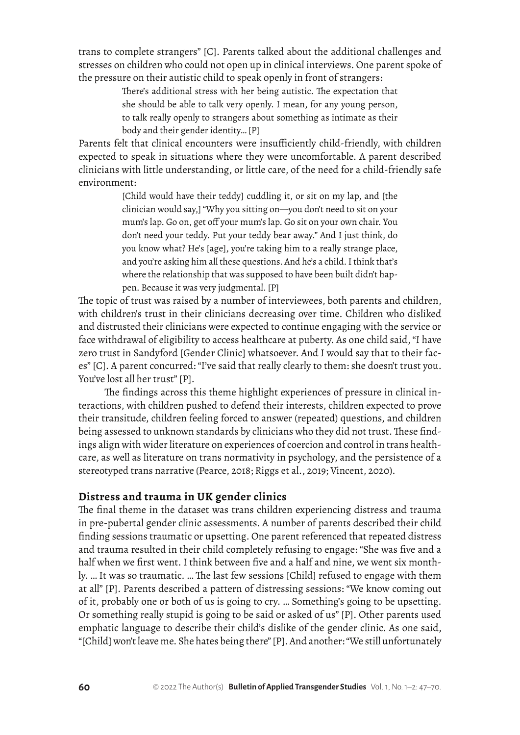trans to complete strangers" [C]. Parents talked about the additional challenges and stresses on children who could not open up in clinical interviews. One parent spoke of the pressure on their autistic child to speak openly in front of strangers:

> There's additional stress with her being autistic. The expectation that she should be able to talk very openly. I mean, for any young person, to talk really openly to strangers about something as intimate as their body and their gender identity… [P]

Parents felt that clinical encounters were insufficiently child-friendly, with children expected to speak in situations where they were uncomfortable. A parent described clinicians with little understanding, or little care, of the need for a child-friendly safe environment:

> [Child would have their teddy] cuddling it, or sit on my lap, and [the clinician would say,] "Why you sitting on—you don't need to sit on your mum's lap. Go on, get off your mum's lap. Go sit on your own chair. You don't need your teddy. Put your teddy bear away." And I just think, do you know what? He's [age], you're taking him to a really strange place, and you're asking him all these questions. And he's a child. I think that's where the relationship that was supposed to have been built didn't happen. Because it was very judgmental. [P]

The topic of trust was raised by a number of interviewees, both parents and children, with children's trust in their clinicians decreasing over time. Children who disliked and distrusted their clinicians were expected to continue engaging with the service or face withdrawal of eligibility to access healthcare at puberty. As one child said, "I have zero trust in Sandyford [Gender Clinic] whatsoever. And I would say that to their faces" [C]. A parent concurred: "I've said that really clearly to them: she doesn't trust you. You've lost all her trust" [P].

The findings across this theme highlight experiences of pressure in clinical interactions, with children pushed to defend their interests, children expected to prove their transitude, children feeling forced to answer (repeated) questions, and children being assessed to unknown standards by clinicians who they did not trust. These findings align with wider literature on experiences of coercion and control in trans healthcare, as well as literature on trans normativity in psychology, and the persistence of a stereotyped trans narrative (Pearce, 2018; Riggs et al., 2019; Vincent, 2020).

## Distress and trauma in UK gender clinics

The final theme in the dataset was trans children experiencing distress and trauma in pre-pubertal gender clinic assessments. A number of parents described their child finding sessions traumatic or upsetting. One parent referenced that repeated distress and trauma resulted in their child completely refusing to engage: "She was five and a half when we first went. I think between five and a half and nine, we went six monthly. … It was so traumatic. … The last few sessions [Child] refused to engage with them at all" [P]. Parents described a pattern of distressing sessions: "We know coming out of it, probably one or both of us is going to cry. … Something's going to be upsetting. Or something really stupid is going to be said or asked of us" [P]. Other parents used emphatic language to describe their child's dislike of the gender clinic. As one said, "[Child] won't leave me. She hates being there" [P]. And another: "We still unfortunately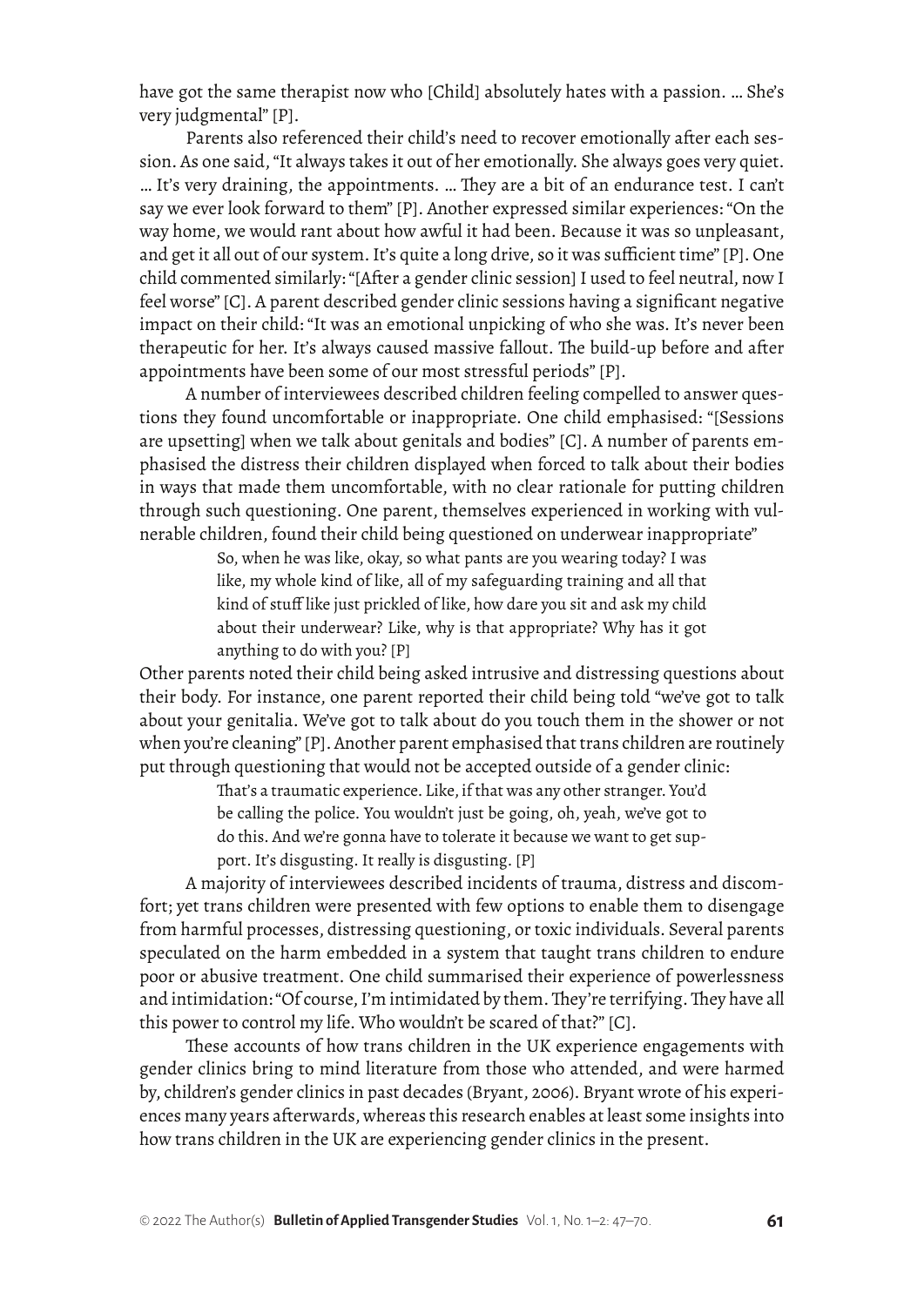have got the same therapist now who [Child] absolutely hates with a passion. … She's very judgmental" [P].

Parents also referenced their child's need to recover emotionally after each session. As one said, "It always takes it out of her emotionally. She always goes very quiet. … It's very draining, the appointments. … They are a bit of an endurance test. I can't say we ever look forward to them" [P]. Another expressed similar experiences: "On the way home, we would rant about how awful it had been. Because it was so unpleasant, and get it all out of our system. It's quite a long drive, so it was sufficient time" [P]. One child commented similarly: "[After a gender clinic session] I used to feel neutral, now I feel worse" [C]. A parent described gender clinic sessions having a significant negative impact on their child: "It was an emotional unpicking of who she was. It's never been therapeutic for her. It's always caused massive fallout. The build-up before and after appointments have been some of our most stressful periods" [P].

A number of interviewees described children feeling compelled to answer questions they found uncomfortable or inappropriate. One child emphasised: "[Sessions are upsetting] when we talk about genitals and bodies" [C]. A number of parents emphasised the distress their children displayed when forced to talk about their bodies in ways that made them uncomfortable, with no clear rationale for putting children through such questioning. One parent, themselves experienced in working with vulnerable children, found their child being questioned on underwear inappropriate"

> So, when he was like, okay, so what pants are you wearing today? I was like, my whole kind of like, all of my safeguarding training and all that kind of stuff like just prickled of like, how dare you sit and ask my child about their underwear? Like, why is that appropriate? Why has it got anything to do with you? [P]

Other parents noted their child being asked intrusive and distressing questions about their body. For instance, one parent reported their child being told "we've got to talk about your genitalia. We've got to talk about do you touch them in the shower or not when you're cleaning" [P]. Another parent emphasised that trans children are routinely put through questioning that would not be accepted outside of a gender clinic:

> That's a traumatic experience. Like, if that was any other stranger. You'd be calling the police. You wouldn't just be going, oh, yeah, we've got to do this. And we're gonna have to tolerate it because we want to get support. It's disgusting. It really is disgusting. [P]

A majority of interviewees described incidents of trauma, distress and discomfort; yet trans children were presented with few options to enable them to disengage from harmful processes, distressing questioning, or toxic individuals. Several parents speculated on the harm embedded in a system that taught trans children to endure poor or abusive treatment. One child summarised their experience of powerlessness and intimidation: "Of course, I'm intimidated by them. They're terrifying. They have all this power to control my life. Who wouldn't be scared of that?" [C].

These accounts of how trans children in the UK experience engagements with gender clinics bring to mind literature from those who attended, and were harmed by, children's gender clinics in past decades (Bryant, 2006). Bryant wrote of his experiences many years afterwards, whereas this research enables at least some insights into how trans children in the UK are experiencing gender clinics in the present.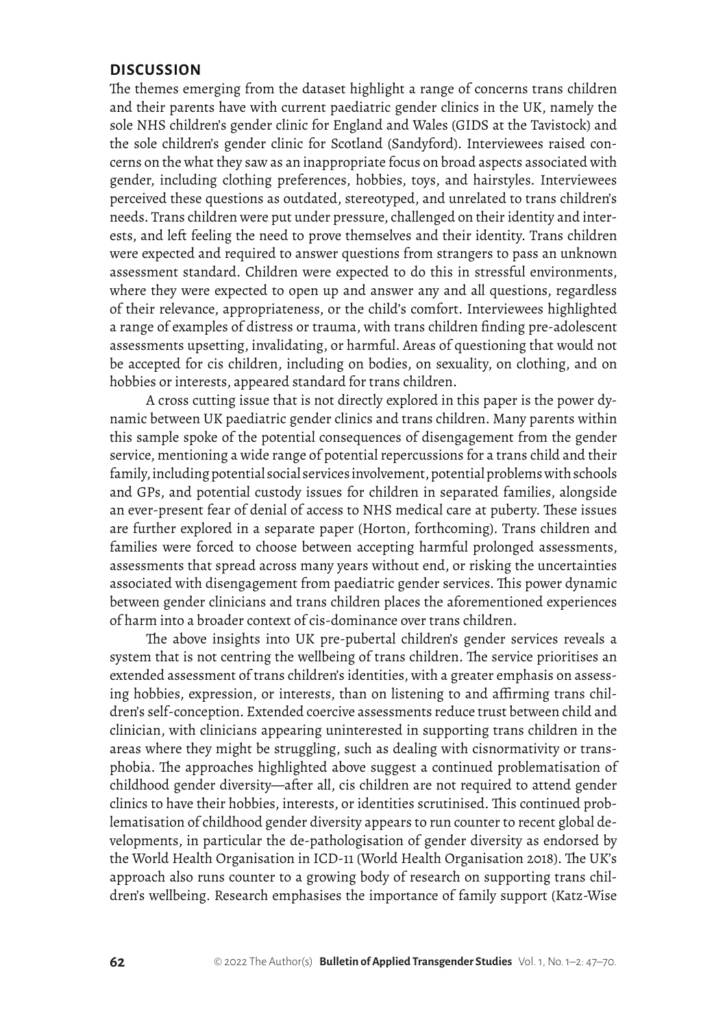## DISCUSSION

The themes emerging from the dataset highlight a range of concerns trans children and their parents have with current paediatric gender clinics in the UK, namely the sole NHS children's gender clinic for England and Wales (GIDS at the Tavistock) and the sole children's gender clinic for Scotland (Sandyford). Interviewees raised concerns on the what they saw as an inappropriate focus on broad aspects associated with gender, including clothing preferences, hobbies, toys, and hairstyles. Interviewees perceived these questions as outdated, stereotyped, and unrelated to trans children's needs. Trans children were put under pressure, challenged on their identity and interests, and left feeling the need to prove themselves and their identity. Trans children were expected and required to answer questions from strangers to pass an unknown assessment standard. Children were expected to do this in stressful environments, where they were expected to open up and answer any and all questions, regardless of their relevance, appropriateness, or the child's comfort. Interviewees highlighted a range of examples of distress or trauma, with trans children finding pre-adolescent assessments upsetting, invalidating, or harmful. Areas of questioning that would not be accepted for cis children, including on bodies, on sexuality, on clothing, and on hobbies or interests, appeared standard for trans children.

A cross cutting issue that is not directly explored in this paper is the power dynamic between UK paediatric gender clinics and trans children. Many parents within this sample spoke of the potential consequences of disengagement from the gender service, mentioning a wide range of potential repercussions for a trans child and their family, including potential social services involvement, potential problems with schools and GPs, and potential custody issues for children in separated families, alongside an ever-present fear of denial of access to NHS medical care at puberty. These issues are further explored in a separate paper (Horton, forthcoming). Trans children and families were forced to choose between accepting harmful prolonged assessments, assessments that spread across many years without end, or risking the uncertainties associated with disengagement from paediatric gender services. This power dynamic between gender clinicians and trans children places the aforementioned experiences of harm into a broader context of cis-dominance over trans children.

The above insights into UK pre-pubertal children's gender services reveals a system that is not centring the wellbeing of trans children. The service prioritises an extended assessment of trans children's identities, with a greater emphasis on assessing hobbies, expression, or interests, than on listening to and affirming trans children's self-conception. Extended coercive assessments reduce trust between child and clinician, with clinicians appearing uninterested in supporting trans children in the areas where they might be struggling, such as dealing with cisnormativity or transphobia. The approaches highlighted above suggest a continued problematisation of childhood gender diversity—after all, cis children are not required to attend gender clinics to have their hobbies, interests, or identities scrutinised. This continued problematisation of childhood gender diversity appears to run counter to recent global developments, in particular the de-pathologisation of gender diversity as endorsed by the World Health Organisation in ICD-11 (World Health Organisation 2018). The UK's approach also runs counter to a growing body of research on supporting trans children's wellbeing. Research emphasises the importance of family support (Katz-Wise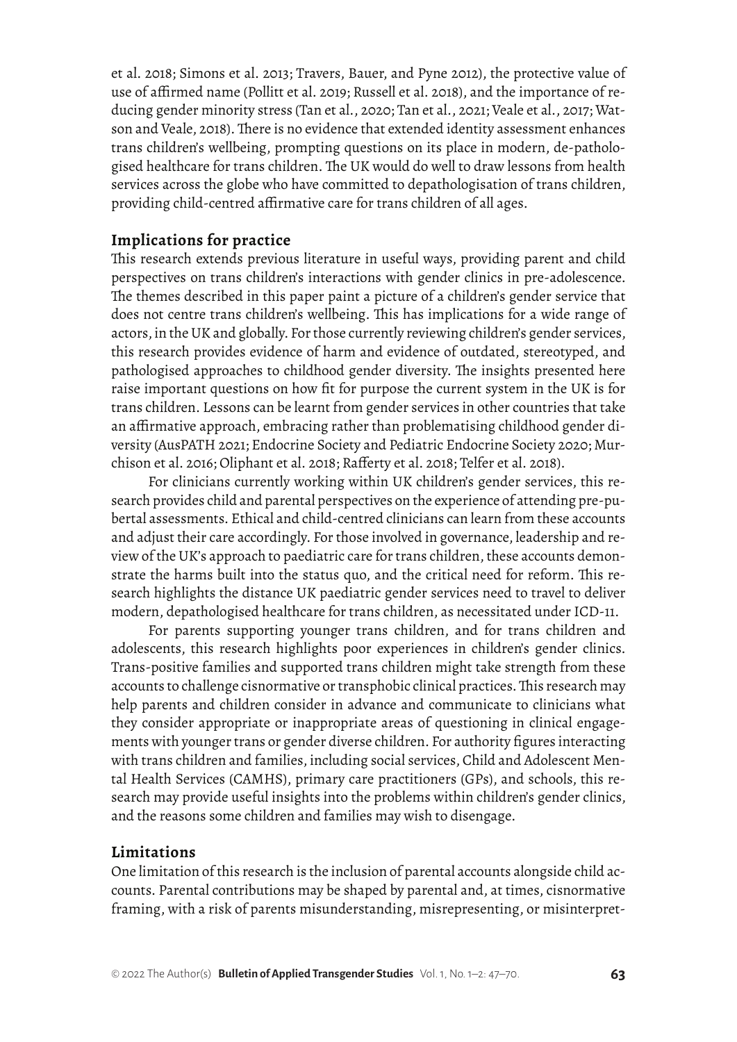et al. 2018; Simons et al. 2013; Travers, Bauer, and Pyne 2012), the protective value of use of affirmed name (Pollitt et al. 2019; Russell et al. 2018), and the importance of reducing gender minority stress (Tan et al., 2020; Tan et al., 2021; Veale et al., 2017; Watson and Veale, 2018). There is no evidence that extended identity assessment enhances trans children's wellbeing, prompting questions on its place in modern, de-pathologised healthcare for trans children. The UK would do well to draw lessons from health services across the globe who have committed to depathologisation of trans children, providing child-centred affirmative care for trans children of all ages.

## Implications for practice

This research extends previous literature in useful ways, providing parent and child perspectives on trans children's interactions with gender clinics in pre-adolescence. The themes described in this paper paint a picture of a children's gender service that does not centre trans children's wellbeing. This has implications for a wide range of actors, in the UK and globally. For those currently reviewing children's gender services, this research provides evidence of harm and evidence of outdated, stereotyped, and pathologised approaches to childhood gender diversity. The insights presented here raise important questions on how fit for purpose the current system in the UK is for trans children. Lessons can be learnt from gender services in other countries that take an affirmative approach, embracing rather than problematising childhood gender diversity (AusPATH 2021; Endocrine Society and Pediatric Endocrine Society 2020; Murchison et al. 2016; Oliphant et al. 2018; Rafferty et al. 2018; Telfer et al. 2018).

For clinicians currently working within UK children's gender services, this research provides child and parental perspectives on the experience of attending pre-pubertal assessments. Ethical and child-centred clinicians can learn from these accounts and adjust their care accordingly. For those involved in governance, leadership and review of the UK's approach to paediatric care for trans children, these accounts demonstrate the harms built into the status quo, and the critical need for reform. This research highlights the distance UK paediatric gender services need to travel to deliver modern, depathologised healthcare for trans children, as necessitated under ICD-11.

For parents supporting younger trans children, and for trans children and adolescents, this research highlights poor experiences in children's gender clinics. Trans-positive families and supported trans children might take strength from these accounts to challenge cisnormative or transphobic clinical practices. This research may help parents and children consider in advance and communicate to clinicians what they consider appropriate or inappropriate areas of questioning in clinical engagements with younger trans or gender diverse children. For authority figures interacting with trans children and families, including social services, Child and Adolescent Mental Health Services (CAMHS), primary care practitioners (GPs), and schools, this research may provide useful insights into the problems within children's gender clinics, and the reasons some children and families may wish to disengage.

## Limitations

One limitation of this research is the inclusion of parental accounts alongside child accounts. Parental contributions may be shaped by parental and, at times, cisnormative framing, with a risk of parents misunderstanding, misrepresenting, or misinterpret-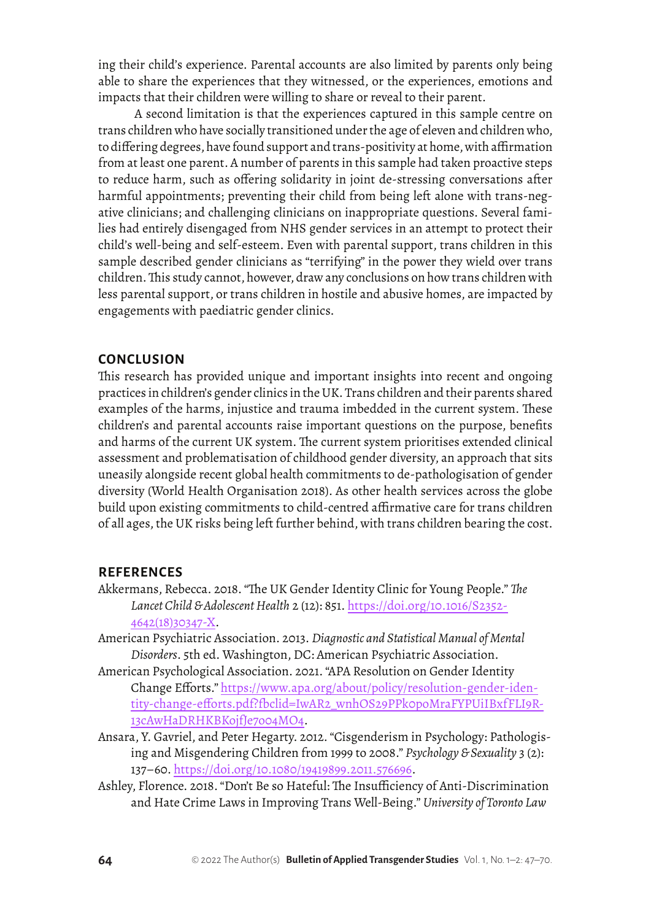ing their child's experience. Parental accounts are also limited by parents only being able to share the experiences that they witnessed, or the experiences, emotions and impacts that their children were willing to share or reveal to their parent.

A second limitation is that the experiences captured in this sample centre on trans children who have socially transitioned under the age of eleven and children who, to differing degrees, have found support and trans-positivity at home, with affirmation from at least one parent. A number of parents in this sample had taken proactive steps to reduce harm, such as offering solidarity in joint de-stressing conversations after harmful appointments; preventing their child from being left alone with trans-negative clinicians; and challenging clinicians on inappropriate questions. Several families had entirely disengaged from NHS gender services in an attempt to protect their child's well-being and self-esteem. Even with parental support, trans children in this sample described gender clinicians as "terrifying" in the power they wield over trans children. This study cannot, however, draw any conclusions on how trans children with less parental support, or trans children in hostile and abusive homes, are impacted by engagements with paediatric gender clinics.

## CONCLUSION

This research has provided unique and important insights into recent and ongoing practices in children's gender clinics in the UK. Trans children and their parents shared examples of the harms, injustice and trauma imbedded in the current system. These children's and parental accounts raise important questions on the purpose, benefits and harms of the current UK system. The current system prioritises extended clinical assessment and problematisation of childhood gender diversity, an approach that sits uneasily alongside recent global health commitments to de-pathologisation of gender diversity (World Health Organisation 2018). As other health services across the globe build upon existing commitments to child-centred affirmative care for trans children of all ages, the UK risks being left further behind, with trans children bearing the cost.

## REFERENCES

Akkermans, Rebecca. 2018. "The UK Gender Identity Clinic for Young People." *The Lancet Child & Adolescent Health* 2 (12): 851. https://doi.org/10.1016/S2352-4642(18)30347-X.

American Psychiatric Association. 2013. *Diagnostic and Statistical Manual of Mental Disorders*. 5th ed. Washington, DC: American Psychiatric Association.

American Psychological Association. 2021. "APA Resolution on Gender Identity Change Efforts." https://www.apa.org/about/policy/resolution-gender-identity-change-efforts.pdf?fbclid=IwAR2_wnhOS29PPk0p0MraFYPUiIBxfFLI9R-13cAwHaDRHKBKojfJe7004MO4.

Ansara, Y. Gavriel, and Peter Hegarty. 2012. "Cisgenderism in Psychology: Pathologising and Misgendering Children from 1999 to 2008." *Psychology & Sexuality* 3 (2): 137–60. https://doi.org/10.1080/19419899.2011.576696.

Ashley, Florence. 2018. "Don't Be so Hateful: The Insufficiency of Anti-Discrimination and Hate Crime Laws in Improving Trans Well-Being." *University of Toronto Law*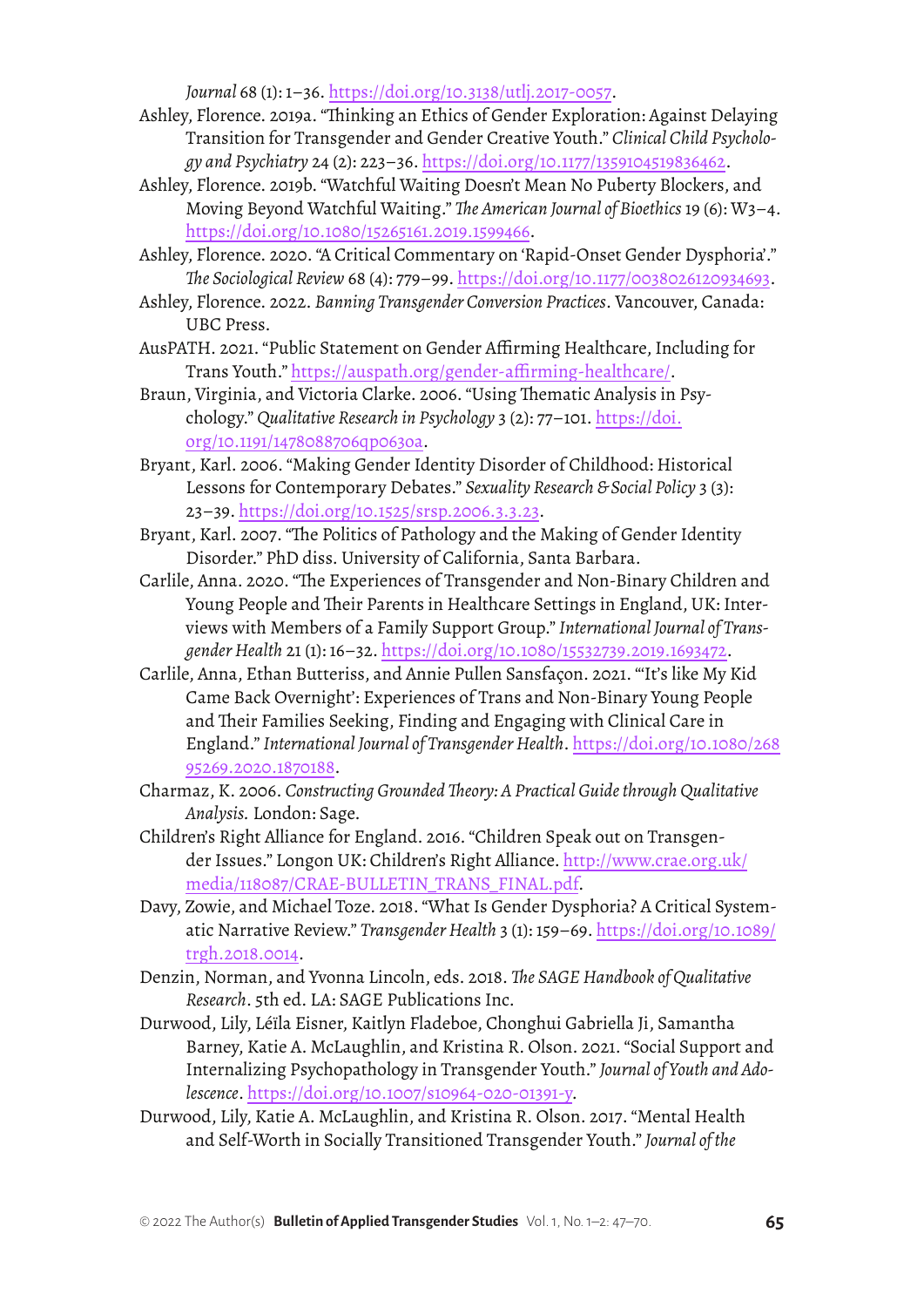*Journal* 68 (1): 1–36. https://doi.org/10.3138/utlj.2017-0057.

Ashley, Florence. 2019a. "Thinking an Ethics of Gender Exploration: Against Delaying Transition for Transgender and Gender Creative Youth." *Clinical Child Psychology and Psychiatry* 24 (2): 223–36. https://doi.org/10.1177/1359104519836462.

Ashley, Florence. 2019b. "Watchful Waiting Doesn't Mean No Puberty Blockers, and Moving Beyond Watchful Waiting." *The American Journal of Bioethics* 19 (6): W3–4. https://doi.org/10.1080/15265161.2019.1599466.

Ashley, Florence. 2020. "A Critical Commentary on 'Rapid-Onset Gender Dysphoria'." *The Sociological Review* 68 (4): 779–99. https://doi.org/10.1177/0038026120934693.

Ashley, Florence. 2022. *Banning Transgender Conversion Practices*. Vancouver, Canada: UBC Press.

AusPATH. 2021. "Public Statement on Gender Affirming Healthcare, Including for Trans Youth." https://auspath.org/gender-affirming-healthcare/.

Braun, Virginia, and Victoria Clarke. 2006. "Using Thematic Analysis in Psychology." *Qualitative Research in Psychology* 3 (2): 77–101. https://doi.org/10.1191/1478088706qp063oa.

Bryant, Karl. 2006. "Making Gender Identity Disorder of Childhood: Historical Lessons for Contemporary Debates." *Sexuality Research & Social Policy* 3 (3): 23–39. https://doi.org/10.1525/srsp.2006.3.3.23.

Bryant, Karl. 2007. "The Politics of Pathology and the Making of Gender Identity Disorder." PhD diss. University of California, Santa Barbara.

Carlile, Anna. 2020. "The Experiences of Transgender and Non-Binary Children and Young People and Their Parents in Healthcare Settings in England, UK: Interviews with Members of a Family Support Group." *International Journal of Transgender Health* 21 (1): 16–32. https://doi.org/10.1080/15532739.2019.1693472.

Carlile, Anna, Ethan Butteriss, and Annie Pullen Sansfaçon. 2021. "'It's like My Kid Came Back Overnight': Experiences of Trans and Non-Binary Young People and Their Families Seeking, Finding and Engaging with Clinical Care in England." *International Journal of Transgender Health*. https://doi.org/10.1080/26895269.2020.1870188.

Charmaz, K. 2006. *Constructing Grounded Theory: A Practical Guide through Qualitative Analysis.* London: Sage.

Children's Right Alliance for England. 2016. "Children Speak out on Transgender Issues." Longon UK: Children's Right Alliance. http://www.crae.org.uk/media/118087/CRAE-BULLETIN_TRANS_FINAL.pdf.

Davy, Zowie, and Michael Toze. 2018. "What Is Gender Dysphoria? A Critical Systematic Narrative Review." *Transgender Health* 3 (1): 159–69. https://doi.org/10.1089/trgh.2018.0014.

Denzin, Norman, and Yvonna Lincoln, eds. 2018. *The SAGE Handbook of Qualitative Research*. 5th ed. LA: SAGE Publications Inc.

Durwood, Lily, Léïla Eisner, Kaitlyn Fladeboe, Chonghui Gabriella Ji, Samantha Barney, Katie A. McLaughlin, and Kristina R. Olson. 2021. "Social Support and Internalizing Psychopathology in Transgender Youth." *Journal of Youth and Adolescence*. https://doi.org/10.1007/s10964-020-01391-y.

Durwood, Lily, Katie A. McLaughlin, and Kristina R. Olson. 2017. "Mental Health and Self-Worth in Socially Transitioned Transgender Youth." *Journal of the*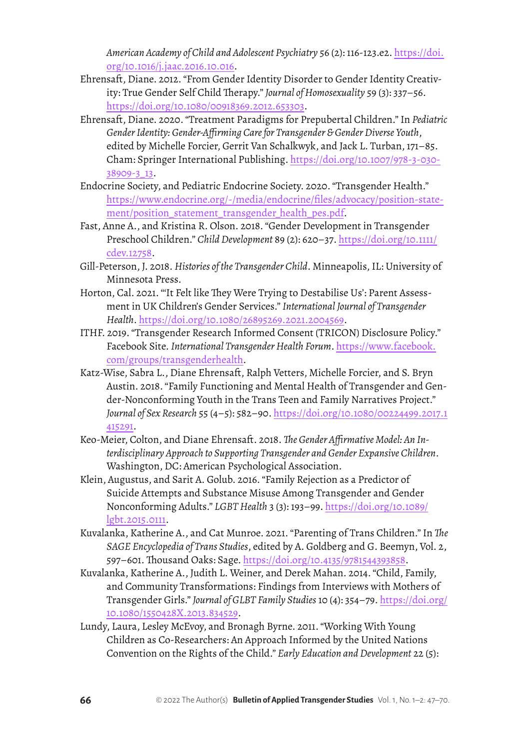*American Academy of Child and Adolescent Psychiatry* 56 (2): 116-123.e2. https://doi.org/10.1016/j.jaac.2016.10.016.

Ehrensaft, Diane. 2012. "From Gender Identity Disorder to Gender Identity Creativity: True Gender Self Child Therapy." *Journal of Homosexuality* 59 (3): 337–56. https://doi.org/10.1080/00918369.2012.653303.

Ehrensaft, Diane. 2020. "Treatment Paradigms for Prepubertal Children." In *Pediatric Gender Identity: Gender-Affirming Care for Transgender & Gender Diverse Youth*, edited by Michelle Forcier, Gerrit Van Schalkwyk, and Jack L. Turban, 171–85. Cham: Springer International Publishing. https://doi.org/10.1007/978-3-030-38909-3_13.

Endocrine Society, and Pediatric Endocrine Society. 2020. "Transgender Health." https://www.endocrine.org/-/media/endocrine/files/advocacy/position-statement/position_statement_transgender_health_pes.pdf.

Fast, Anne A., and Kristina R. Olson. 2018. "Gender Development in Transgender Preschool Children." *Child Development* 89 (2): 620–37. https://doi.org/10.1111/cdev.12758.

Gill-Peterson, J. 2018. *Histories of the Transgender Child*. Minneapolis, IL: University of Minnesota Press.

Horton, Cal. 2021. "'It Felt like They Were Trying to Destabilise Us': Parent Assessment in UK Children's Gender Services." *International Journal of Transgender Health*. https://doi.org/10.1080/26895269.2021.2004569.

ITHF. 2019. "Transgender Research Informed Consent (TRICON) Disclosure Policy." Facebook Site. *International Transgender Health Forum*. https://www.facebook.com/groups/transgenderhealth.

Katz-Wise, Sabra L., Diane Ehrensaft, Ralph Vetters, Michelle Forcier, and S. Bryn Austin. 2018. "Family Functioning and Mental Health of Transgender and Gender-Nonconforming Youth in the Trans Teen and Family Narratives Project." *Journal of Sex Research* 55 (4–5): 582–90. https://doi.org/10.1080/00224499.2017.1415291.

Keo-Meier, Colton, and Diane Ehrensaft. 2018. *The Gender Affirmative Model: An Interdisciplinary Approach to Supporting Transgender and Gender Expansive Children*. Washington, DC: American Psychological Association.

Klein, Augustus, and Sarit A. Golub. 2016. "Family Rejection as a Predictor of Suicide Attempts and Substance Misuse Among Transgender and Gender Nonconforming Adults." *LGBT Health* 3 (3): 193–99. https://doi.org/10.1089/lgbt.2015.0111.

Kuvalanka, Katherine A., and Cat Munroe. 2021. "Parenting of Trans Children." In *The SAGE Encyclopedia of Trans Studies*, edited by A. Goldberg and G. Beemyn, Vol. 2, 597–601. Thousand Oaks: Sage. https://doi.org/10.4135/9781544393858.

Kuvalanka, Katherine A., Judith L. Weiner, and Derek Mahan. 2014. "Child, Family, and Community Transformations: Findings from Interviews with Mothers of Transgender Girls." *Journal of GLBT Family Studies* 10 (4): 354–79. https://doi.org/10.1080/1550428X.2013.834529.

Lundy, Laura, Lesley McEvoy, and Bronagh Byrne. 2011. "Working With Young Children as Co-Researchers: An Approach Informed by the United Nations Convention on the Rights of the Child." *Early Education and Development* 22 (5):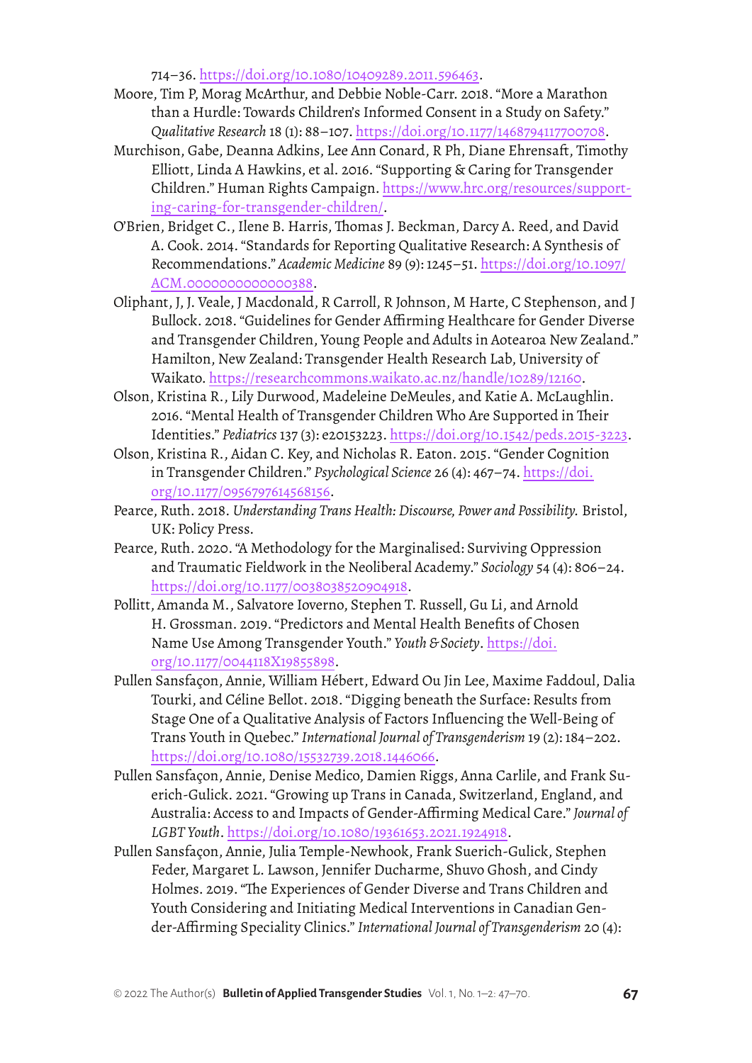714–36. https://doi.org/10.1080/10409289.2011.596463.

Moore, Tim P, Morag McArthur, and Debbie Noble-Carr. 2018. "More a Marathon than a Hurdle: Towards Children's Informed Consent in a Study on Safety." *Qualitative Research* 18 (1): 88–107. https://doi.org/10.1177/1468794117700708.

Murchison, Gabe, Deanna Adkins, Lee Ann Conard, R Ph, Diane Ehrensaft, Timothy Elliott, Linda A Hawkins, et al. 2016. "Supporting & Caring for Transgender Children." Human Rights Campaign. https://www.hrc.org/resources/supporting-caring-for-transgender-children/.

O'Brien, Bridget C., Ilene B. Harris, Thomas J. Beckman, Darcy A. Reed, and David A. Cook. 2014. "Standards for Reporting Qualitative Research: A Synthesis of Recommendations." *Academic Medicine* 89 (9): 1245–51. https://doi.org/10.1097/ACM.0000000000000388.

Oliphant, J, J. Veale, J Macdonald, R Carroll, R Johnson, M Harte, C Stephenson, and J Bullock. 2018. "Guidelines for Gender Affirming Healthcare for Gender Diverse and Transgender Children, Young People and Adults in Aotearoa New Zealand." Hamilton, New Zealand: Transgender Health Research Lab, University of Waikato. https://researchcommons.waikato.ac.nz/handle/10289/12160.

Olson, Kristina R., Lily Durwood, Madeleine DeMeules, and Katie A. McLaughlin. 2016. "Mental Health of Transgender Children Who Are Supported in Their Identities." *Pediatrics* 137 (3): e20153223. https://doi.org/10.1542/peds.2015-3223.

Olson, Kristina R., Aidan C. Key, and Nicholas R. Eaton. 2015. "Gender Cognition in Transgender Children." *Psychological Science* 26 (4): 467–74. https://doi.org/10.1177/0956797614568156.

Pearce, Ruth. 2018. *Understanding Trans Health: Discourse, Power and Possibility.* Bristol, UK: Policy Press.

Pearce, Ruth. 2020. "A Methodology for the Marginalised: Surviving Oppression and Traumatic Fieldwork in the Neoliberal Academy." *Sociology* 54 (4): 806–24. https://doi.org/10.1177/0038038520904918.

Pollitt, Amanda M., Salvatore Ioverno, Stephen T. Russell, Gu Li, and Arnold H. Grossman. 2019. "Predictors and Mental Health Benefits of Chosen Name Use Among Transgender Youth." *Youth & Society*. https://doi.org/10.1177/0044118X19855898.

Pullen Sansfaçon, Annie, William Hébert, Edward Ou Jin Lee, Maxime Faddoul, Dalia Tourki, and Céline Bellot. 2018. "Digging beneath the Surface: Results from Stage One of a Qualitative Analysis of Factors Influencing the Well-Being of Trans Youth in Quebec." *International Journal of Transgenderism* 19 (2): 184–202. https://doi.org/10.1080/15532739.2018.1446066.

Pullen Sansfaçon, Annie, Denise Medico, Damien Riggs, Anna Carlile, and Frank Suerich-Gulick. 2021. "Growing up Trans in Canada, Switzerland, England, and Australia: Access to and Impacts of Gender-Affirming Medical Care." *Journal of LGBT Youth*. https://doi.org/10.1080/19361653.2021.1924918.

Pullen Sansfaçon, Annie, Julia Temple-Newhook, Frank Suerich-Gulick, Stephen Feder, Margaret L. Lawson, Jennifer Ducharme, Shuvo Ghosh, and Cindy Holmes. 2019. "The Experiences of Gender Diverse and Trans Children and Youth Considering and Initiating Medical Interventions in Canadian Gender-Affirming Speciality Clinics." *International Journal of Transgenderism* 20 (4):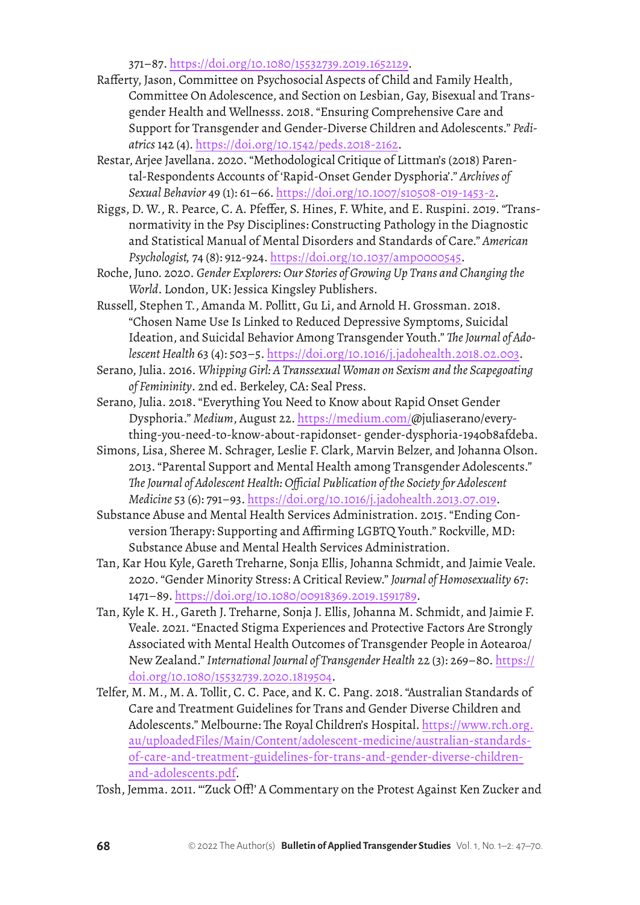371–87. https://doi.org/10.1080/15532739.2019.1652129.

Rafferty, Jason, Committee on Psychosocial Aspects of Child and Family Health, Committee On Adolescence, and Section on Lesbian, Gay, Bisexual and Transgender Health and Wellnesss. 2018. "Ensuring Comprehensive Care and Support for Transgender and Gender-Diverse Children and Adolescents." *Pediatrics* 142 (4). https://doi.org/10.1542/peds.2018-2162.

Restar, Arjee Javellana. 2020. "Methodological Critique of Littman's (2018) Parental-Respondents Accounts of 'Rapid-Onset Gender Dysphoria'." *Archives of Sexual Behavior* 49 (1): 61–66. https://doi.org/10.1007/s10508-019-1453-2.

Riggs, D. W., R. Pearce, C. A. Pfeffer, S. Hines, F. White, and E. Ruspini. 2019. "Transnormativity in the Psy Disciplines: Constructing Pathology in the Diagnostic and Statistical Manual of Mental Disorders and Standards of Care." *American Psychologist,* 74 (8): 912-924. https://doi.org/10.1037/amp0000545.

Roche, Juno. 2020. *Gender Explorers: Our Stories of Growing Up Trans and Changing the World*. London, UK: Jessica Kingsley Publishers.

Russell, Stephen T., Amanda M. Pollitt, Gu Li, and Arnold H. Grossman. 2018. "Chosen Name Use Is Linked to Reduced Depressive Symptoms, Suicidal Ideation, and Suicidal Behavior Among Transgender Youth." *The Journal of Adolescent Health* 63 (4): 503–5. https://doi.org/10.1016/j.jadohealth.2018.02.003.

Serano, Julia. 2016. *Whipping Girl: A Transsexual Woman on Sexism and the Scapegoating of Femininity*. 2nd ed. Berkeley, CA: Seal Press.

Serano, Julia. 2018. "Everything You Need to Know about Rapid Onset Gender Dysphoria." *Medium*, August 22. https://medium.com/@juliaserano/everything-you-need-to-know-about-rapidonset- gender-dysphoria-1940b8afdeba.

Simons, Lisa, Sheree M. Schrager, Leslie F. Clark, Marvin Belzer, and Johanna Olson. 2013. "Parental Support and Mental Health among Transgender Adolescents." *The Journal of Adolescent Health: Official Publication of the Society for Adolescent Medicine* 53 (6): 791–93. https://doi.org/10.1016/j.jadohealth.2013.07.019.

Substance Abuse and Mental Health Services Administration. 2015. "Ending Conversion Therapy: Supporting and Affirming LGBTQ Youth." Rockville, MD: Substance Abuse and Mental Health Services Administration.

Tan, Kar Hou Kyle, Gareth Treharne, Sonja Ellis, Johanna Schmidt, and Jaimie Veale. 2020. "Gender Minority Stress: A Critical Review." *Journal of Homosexuality* 67: 1471–89. https://doi.org/10.1080/00918369.2019.1591789.

Tan, Kyle K. H., Gareth J. Treharne, Sonja J. Ellis, Johanna M. Schmidt, and Jaimie F. Veale. 2021. "Enacted Stigma Experiences and Protective Factors Are Strongly Associated with Mental Health Outcomes of Transgender People in Aotearoa/New Zealand." *International Journal of Transgender Health* 22 (3): 269–80. https://doi.org/10.1080/15532739.2020.1819504.

Telfer, M. M., M. A. Tollit, C. C. Pace, and K. C. Pang. 2018. "Australian Standards of Care and Treatment Guidelines for Trans and Gender Diverse Children and Adolescents." Melbourne: The Royal Children's Hospital. https://www.rch.org.au/uploadedFiles/Main/Content/adolescent-medicine/australian-standards-of-care-and-treatment-guidelines-for-trans-and-gender-diverse-children-and-adolescents.pdf.

Tosh, Jemma. 2011. "'Zuck Off!' A Commentary on the Protest Against Ken Zucker and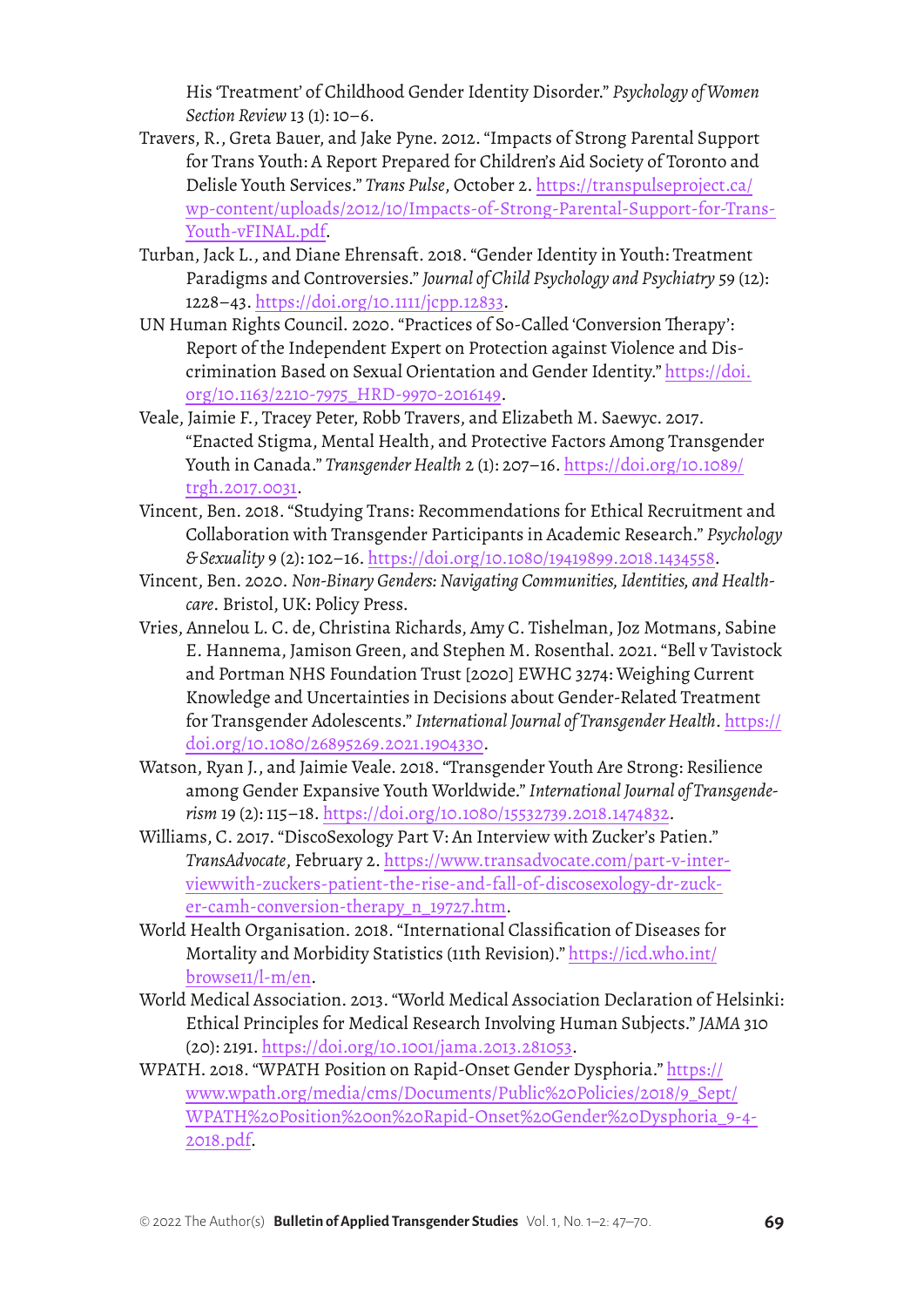His 'Treatment' of Childhood Gender Identity Disorder." *Psychology of Women Section Review* 13 (1): 10–6.

Travers, R., Greta Bauer, and Jake Pyne. 2012. "Impacts of Strong Parental Support for Trans Youth: A Report Prepared for Children's Aid Society of Toronto and Delisle Youth Services." *Trans Pulse*, October 2. https://transpulseproject.ca/wp-content/uploads/2012/10/Impacts-of-Strong-Parental-Support-for-Trans-Youth-vFINAL.pdf.

Turban, Jack L., and Diane Ehrensaft. 2018. "Gender Identity in Youth: Treatment Paradigms and Controversies." *Journal of Child Psychology and Psychiatry* 59 (12): 1228–43. https://doi.org/10.1111/jcpp.12833.

UN Human Rights Council. 2020. "Practices of So-Called 'Conversion Therapy': Report of the Independent Expert on Protection against Violence and Discrimination Based on Sexual Orientation and Gender Identity." https://doi.org/10.1163/2210-7975_HRD-9970-2016149.

Veale, Jaimie F., Tracey Peter, Robb Travers, and Elizabeth M. Saewyc. 2017. "Enacted Stigma, Mental Health, and Protective Factors Among Transgender Youth in Canada." *Transgender Health* 2 (1): 207–16. https://doi.org/10.1089/trgh.2017.0031.

Vincent, Ben. 2018. "Studying Trans: Recommendations for Ethical Recruitment and Collaboration with Transgender Participants in Academic Research." *Psychology & Sexuality* 9 (2): 102–16. https://doi.org/10.1080/19419899.2018.1434558.

Vincent, Ben. 2020. *Non-Binary Genders: Navigating Communities, Identities, and Healthcare*. Bristol, UK: Policy Press.

Vries, Annelou L. C. de, Christina Richards, Amy C. Tishelman, Joz Motmans, Sabine E. Hannema, Jamison Green, and Stephen M. Rosenthal. 2021. "Bell v Tavistock and Portman NHS Foundation Trust [2020] EWHC 3274: Weighing Current Knowledge and Uncertainties in Decisions about Gender-Related Treatment for Transgender Adolescents." *International Journal of Transgender Health*. https://doi.org/10.1080/26895269.2021.1904330.

Watson, Ryan J., and Jaimie Veale. 2018. "Transgender Youth Are Strong: Resilience among Gender Expansive Youth Worldwide." *International Journal of Transgenderism* 19 (2): 115–18. https://doi.org/10.1080/15532739.2018.1474832.

Williams, C. 2017. "DiscoSexology Part V: An Interview with Zucker's Patien." *TransAdvocate*, February 2. https://www.transadvocate.com/part-v-interviewwith-zuckers-patient-the-rise-and-fall-of-discosexology-dr-zucker-camh-conversion-therapy_n_19727.htm.

World Health Organisation. 2018. "International Classification of Diseases for Mortality and Morbidity Statistics (11th Revision)." https://icd.who.int/browse11/l-m/en.

World Medical Association. 2013. "World Medical Association Declaration of Helsinki: Ethical Principles for Medical Research Involving Human Subjects." *JAMA* 310 (20): 2191. https://doi.org/10.1001/jama.2013.281053.

WPATH. 2018. "WPATH Position on Rapid-Onset Gender Dysphoria." https://www.wpath.org/media/cms/Documents/Public%20Policies/2018/9_Sept/WPATH%20Position%20on%20Rapid-Onset%20Gender%20Dysphoria_9-4-2018.pdf.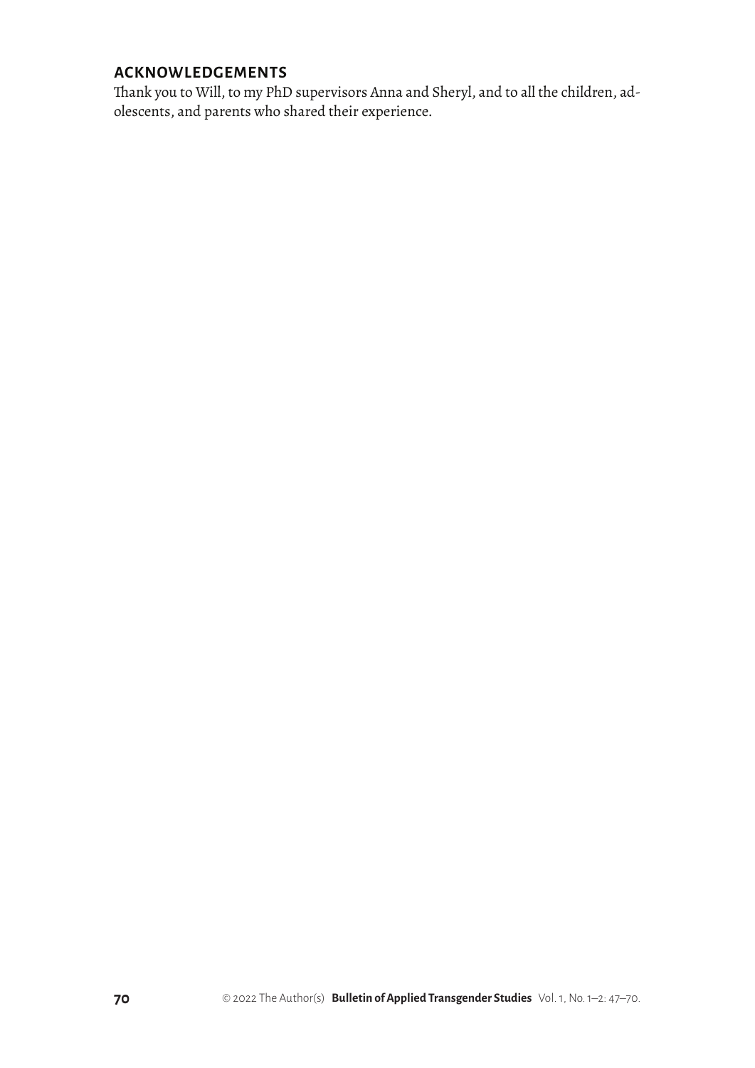## ACKNOWLEDGEMENTS

Thank you to Will, to my PhD supervisors Anna and Sheryl, and to all the children, adolescents, and parents who shared their experience.